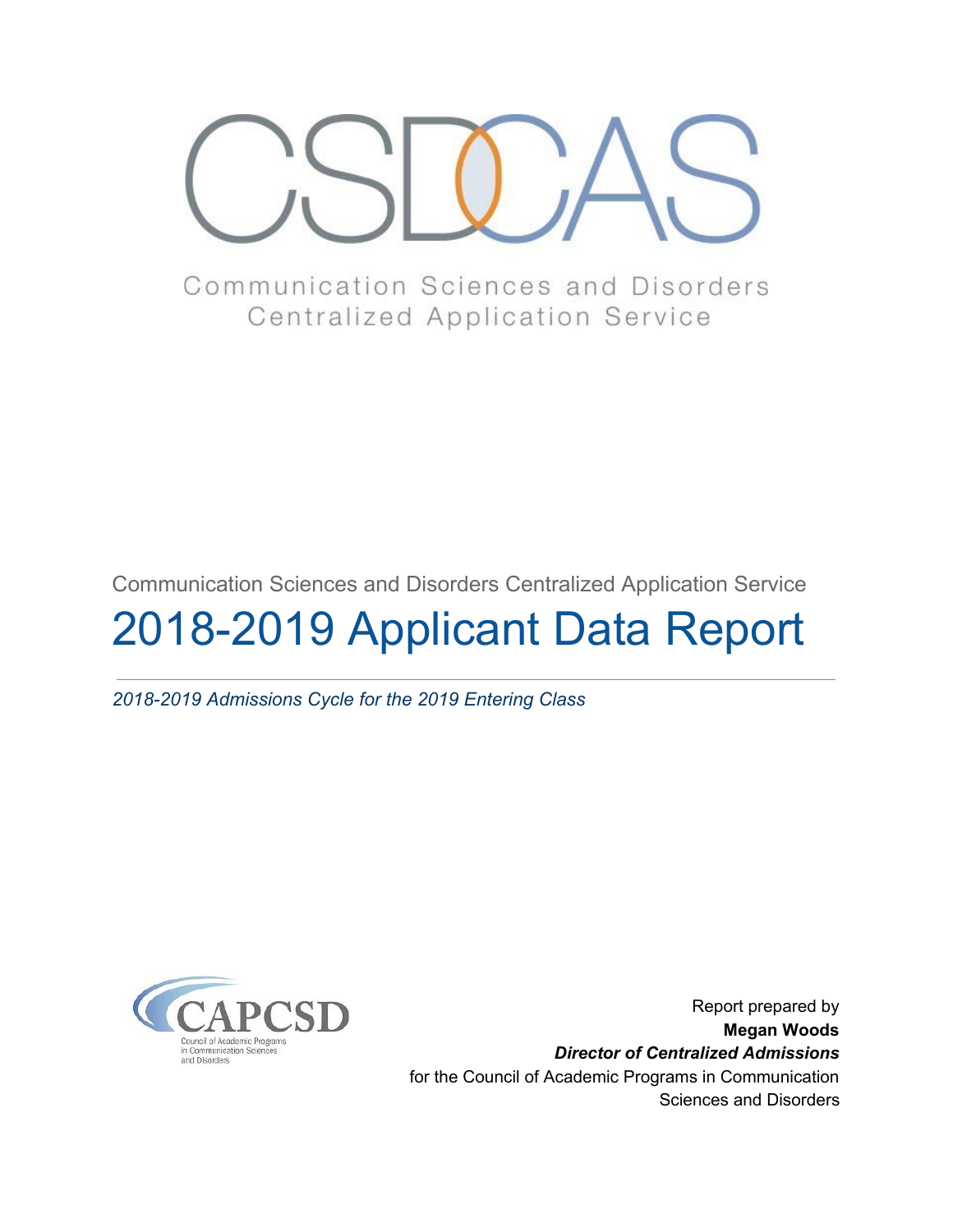# CSDCAS

Communication Sciences and Disorders
Centralized Application Service

Communication Sciences and Disorders Centralized Application Service

# 2018-2019 Applicant Data Report

*2018-2019 Admissions Cycle for the 2019 Entering Class*

CAPCSD
Council of Academic Programs in Communication Sciences and Disorders

Report prepared by
**Megan Woods**
***Director of Centralized Admissions***
for the Council of Academic Programs in Communication Sciences and Disorders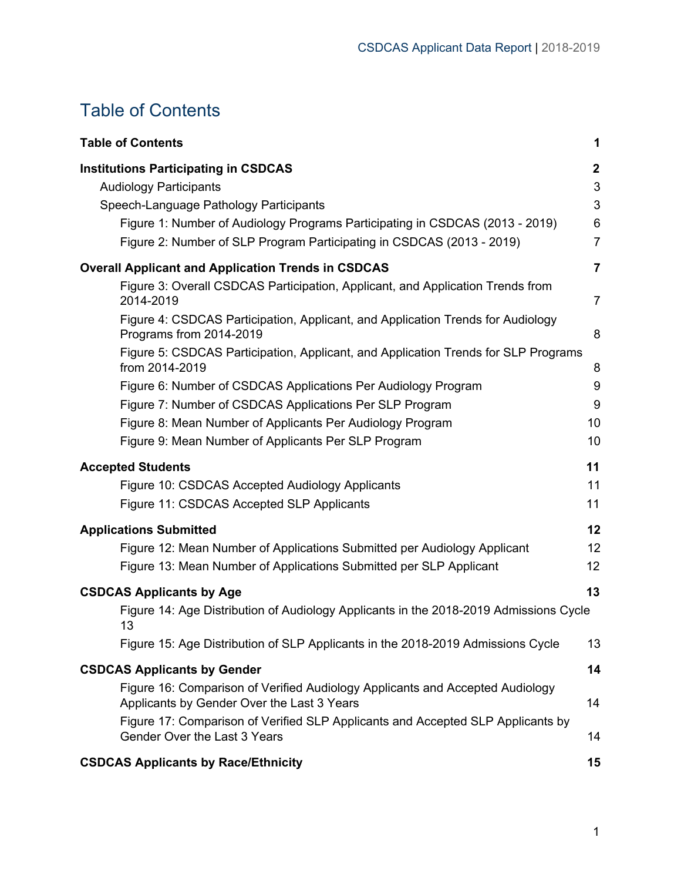# Table of Contents

| | |
|---|---|
| **Table of Contents** | **1** |
| **Institutions Participating in CSDCAS** | **2** |
| Audiology Participants | 3 |
| Speech-Language Pathology Participants | 3 |
| Figure 1: Number of Audiology Programs Participating in CSDCAS (2013 - 2019) | 6 |
| Figure 2: Number of SLP Program Participating in CSDCAS (2013 - 2019) | 7 |
| **Overall Applicant and Application Trends in CSDCAS** | **7** |
| Figure 3: Overall CSDCAS Participation, Applicant, and Application Trends from 2014-2019 | 7 |
| Figure 4: CSDCAS Participation, Applicant, and Application Trends for Audiology Programs from 2014-2019 | 8 |
| Figure 5: CSDCAS Participation, Applicant, and Application Trends for SLP Programs from 2014-2019 | 8 |
| Figure 6: Number of CSDCAS Applications Per Audiology Program | 9 |
| Figure 7: Number of CSDCAS Applications Per SLP Program | 9 |
| Figure 8: Mean Number of Applicants Per Audiology Program | 10 |
| Figure 9: Mean Number of Applicants Per SLP Program | 10 |
| **Accepted Students** | **11** |
| Figure 10: CSDCAS Accepted Audiology Applicants | 11 |
| Figure 11: CSDCAS Accepted SLP Applicants | 11 |
| **Applications Submitted** | **12** |
| Figure 12: Mean Number of Applications Submitted per Audiology Applicant | 12 |
| Figure 13: Mean Number of Applications Submitted per SLP Applicant | 12 |
| **CSDCAS Applicants by Age** | **13** |
| Figure 14: Age Distribution of Audiology Applicants in the 2018-2019 Admissions Cycle | 13 |
| Figure 15: Age Distribution of SLP Applicants in the 2018-2019 Admissions Cycle | 13 |
| **CSDCAS Applicants by Gender** | **14** |
| Figure 16: Comparison of Verified Audiology Applicants and Accepted Audiology Applicants by Gender Over the Last 3 Years | 14 |
| Figure 17: Comparison of Verified SLP Applicants and Accepted SLP Applicants by Gender Over the Last 3 Years | 14 |
| **CSDCAS Applicants by Race/Ethnicity** | **15** |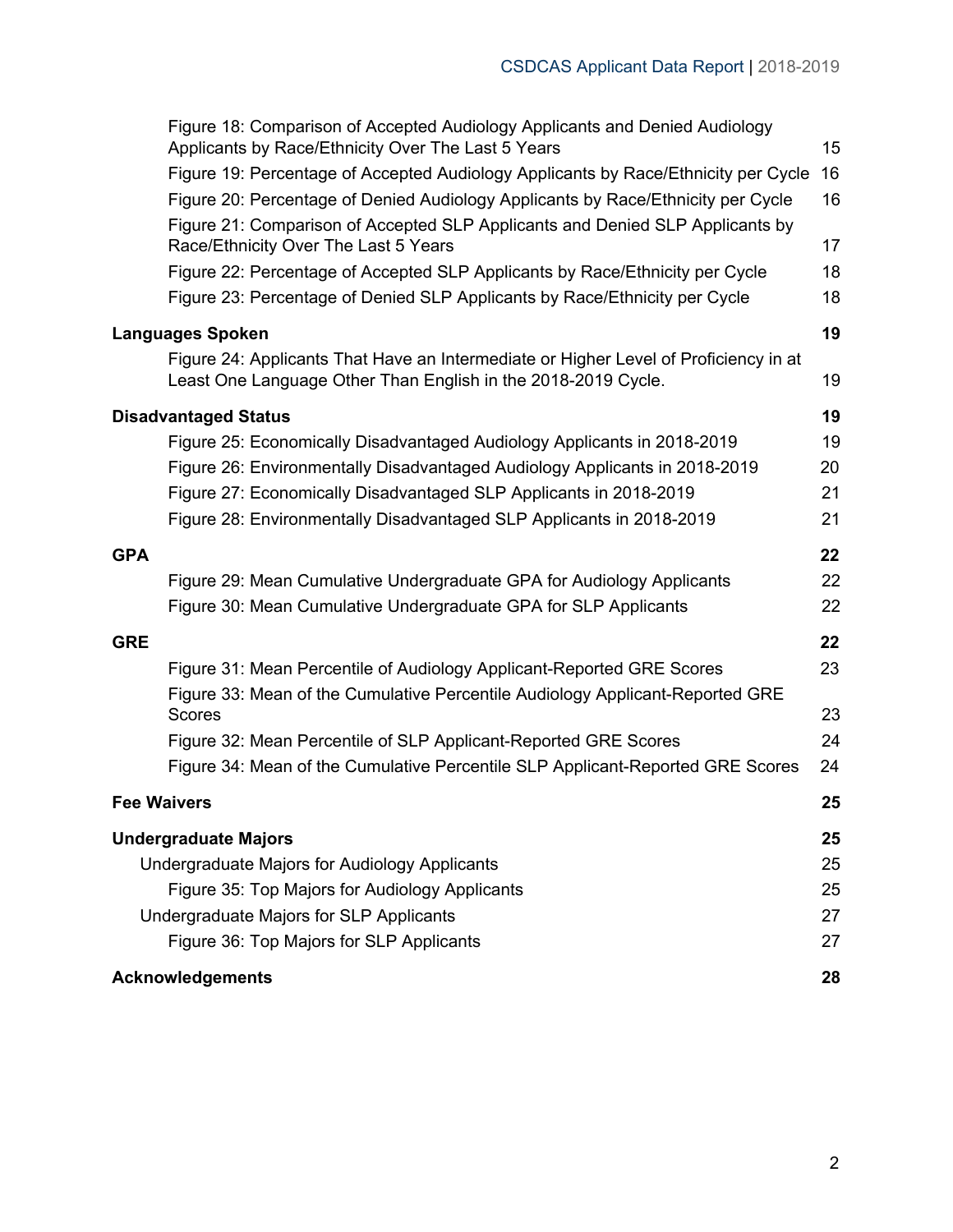Figure 18: Comparison of Accepted Audiology Applicants and Denied Audiology Applicants by Race/Ethnicity Over The Last 5 Years 15

Figure 19: Percentage of Accepted Audiology Applicants by Race/Ethnicity per Cycle 16

Figure 20: Percentage of Denied Audiology Applicants by Race/Ethnicity per Cycle 16

Figure 21: Comparison of Accepted SLP Applicants and Denied SLP Applicants by Race/Ethnicity Over The Last 5 Years 17

Figure 22: Percentage of Accepted SLP Applicants by Race/Ethnicity per Cycle 18

Figure 23: Percentage of Denied SLP Applicants by Race/Ethnicity per Cycle 18

**Languages Spoken 19**

Figure 24: Applicants That Have an Intermediate or Higher Level of Proficiency in at Least One Language Other Than English in the 2018-2019 Cycle. 19

**Disadvantaged Status 19**

Figure 25: Economically Disadvantaged Audiology Applicants in 2018-2019 19

Figure 26: Environmentally Disadvantaged Audiology Applicants in 2018-2019 20

Figure 27: Economically Disadvantaged SLP Applicants in 2018-2019 21

Figure 28: Environmentally Disadvantaged SLP Applicants in 2018-2019 21

**GPA 22**

Figure 29: Mean Cumulative Undergraduate GPA for Audiology Applicants 22

Figure 30: Mean Cumulative Undergraduate GPA for SLP Applicants 22

**GRE 22**

Figure 31: Mean Percentile of Audiology Applicant-Reported GRE Scores 23

Figure 33: Mean of the Cumulative Percentile Audiology Applicant-Reported GRE Scores 23

Figure 32: Mean Percentile of SLP Applicant-Reported GRE Scores 24

Figure 34: Mean of the Cumulative Percentile SLP Applicant-Reported GRE Scores 24

**Fee Waivers 25**

**Undergraduate Majors 25**

Undergraduate Majors for Audiology Applicants 25

Figure 35: Top Majors for Audiology Applicants 25

Undergraduate Majors for SLP Applicants 27

Figure 36: Top Majors for SLP Applicants 27

**Acknowledgements 28**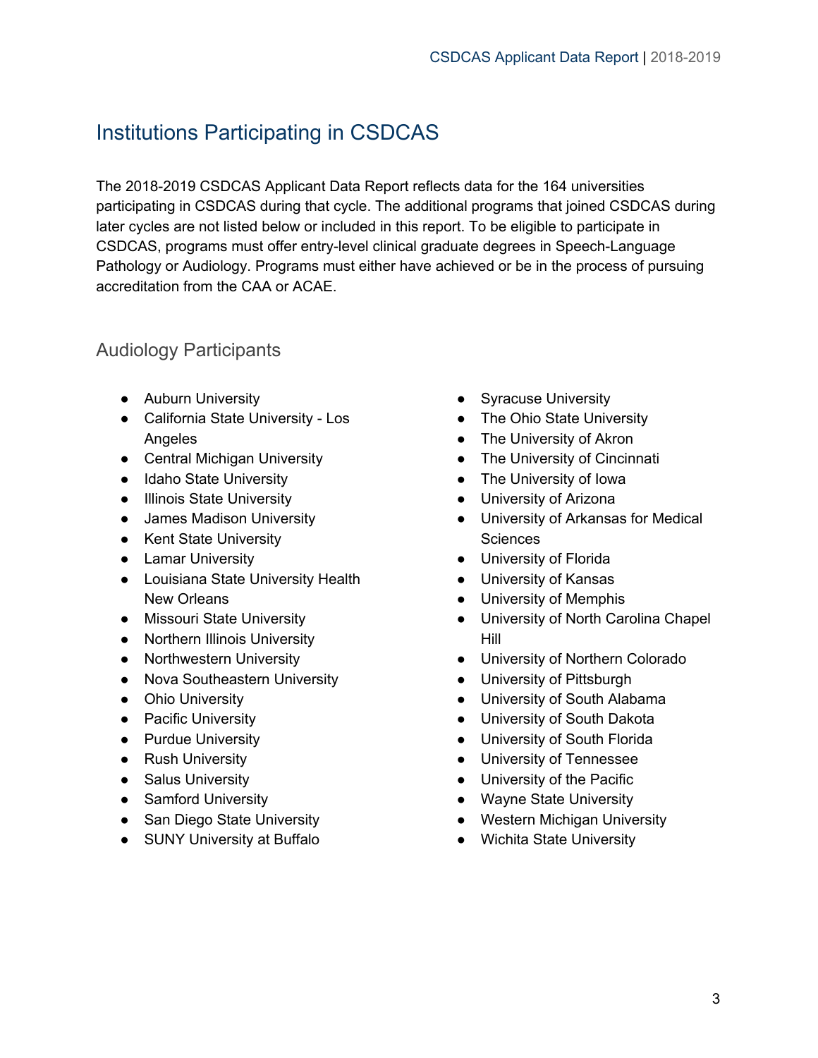## Institutions Participating in CSDCAS

The 2018-2019 CSDCAS Applicant Data Report reflects data for the 164 universities participating in CSDCAS during that cycle. The additional programs that joined CSDCAS during later cycles are not listed below or included in this report. To be eligible to participate in CSDCAS, programs must offer entry-level clinical graduate degrees in Speech-Language Pathology or Audiology. Programs must either have achieved or be in the process of pursuing accreditation from the CAA or ACAE.

### Audiology Participants

- Auburn University
- California State University - Los Angeles
- Central Michigan University
- Idaho State University
- Illinois State University
- James Madison University
- Kent State University
- Lamar University
- Louisiana State University Health New Orleans
- Missouri State University
- Northern Illinois University
- Northwestern University
- Nova Southeastern University
- Ohio University
- Pacific University
- Purdue University
- Rush University
- Salus University
- Samford University
- San Diego State University
- SUNY University at Buffalo
- Syracuse University
- The Ohio State University
- The University of Akron
- The University of Cincinnati
- The University of Iowa
- University of Arizona
- University of Arkansas for Medical Sciences
- University of Florida
- University of Kansas
- University of Memphis
- University of North Carolina Chapel Hill
- University of Northern Colorado
- University of Pittsburgh
- University of South Alabama
- University of South Dakota
- University of South Florida
- University of Tennessee
- University of the Pacific
- Wayne State University
- Western Michigan University
- Wichita State University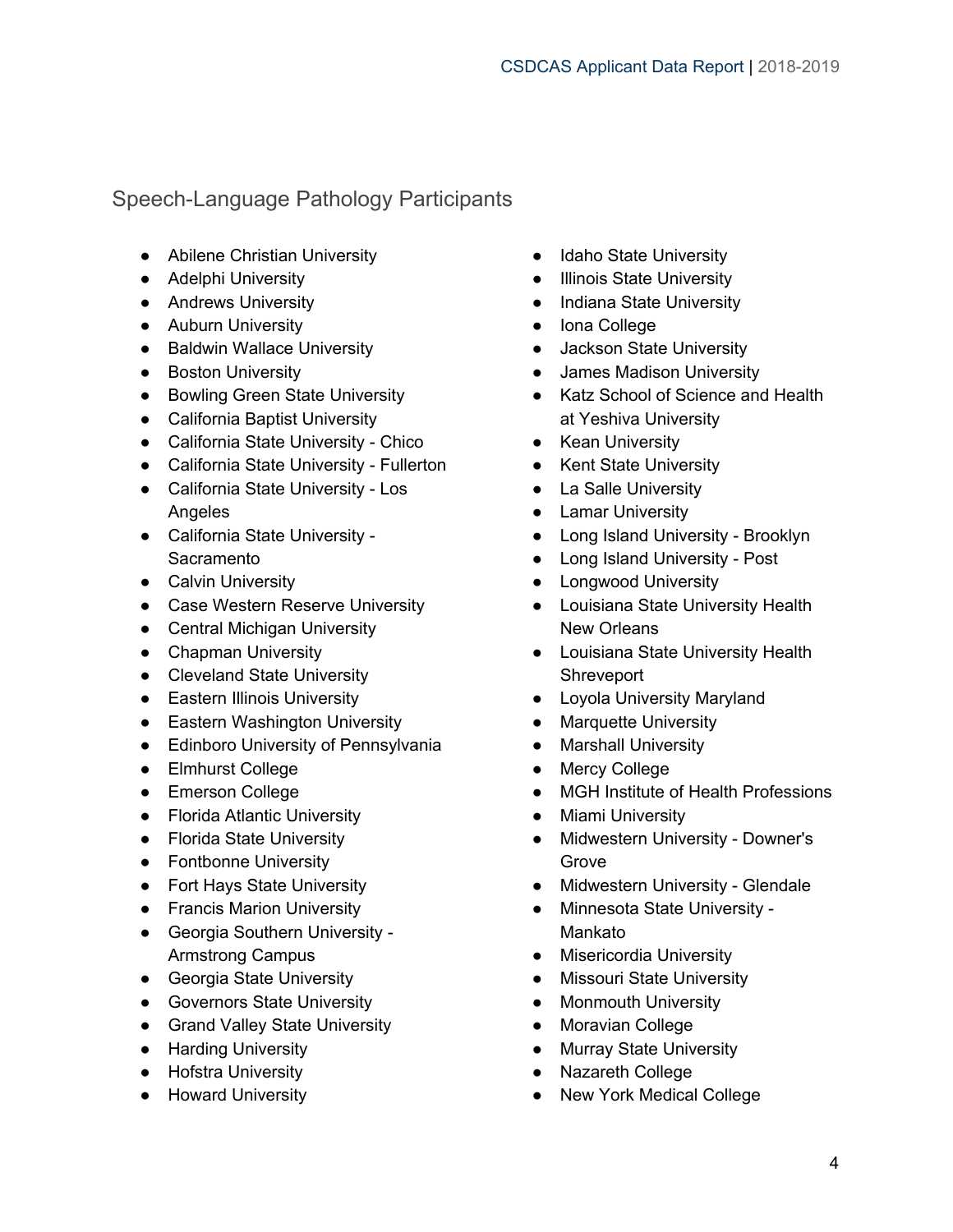## Speech-Language Pathology Participants

- Abilene Christian University
- Adelphi University
- Andrews University
- Auburn University
- Baldwin Wallace University
- Boston University
- Bowling Green State University
- California Baptist University
- California State University - Chico
- California State University - Fullerton
- California State University - Los Angeles
- California State University - Sacramento
- Calvin University
- Case Western Reserve University
- Central Michigan University
- Chapman University
- Cleveland State University
- Eastern Illinois University
- Eastern Washington University
- Edinboro University of Pennsylvania
- Elmhurst College
- Emerson College
- Florida Atlantic University
- Florida State University
- Fontbonne University
- Fort Hays State University
- Francis Marion University
- Georgia Southern University - Armstrong Campus
- Georgia State University
- Governors State University
- Grand Valley State University
- Harding University
- Hofstra University
- Howard University
- Idaho State University
- Illinois State University
- Indiana State University
- Iona College
- Jackson State University
- James Madison University
- Katz School of Science and Health at Yeshiva University
- Kean University
- Kent State University
- La Salle University
- Lamar University
- Long Island University - Brooklyn
- Long Island University - Post
- Longwood University
- Louisiana State University Health New Orleans
- Louisiana State University Health Shreveport
- Loyola University Maryland
- Marquette University
- Marshall University
- Mercy College
- MGH Institute of Health Professions
- Miami University
- Midwestern University - Downer's Grove
- Midwestern University - Glendale
- Minnesota State University - Mankato
- Misericordia University
- Missouri State University
- Monmouth University
- Moravian College
- Murray State University
- Nazareth College
- New York Medical College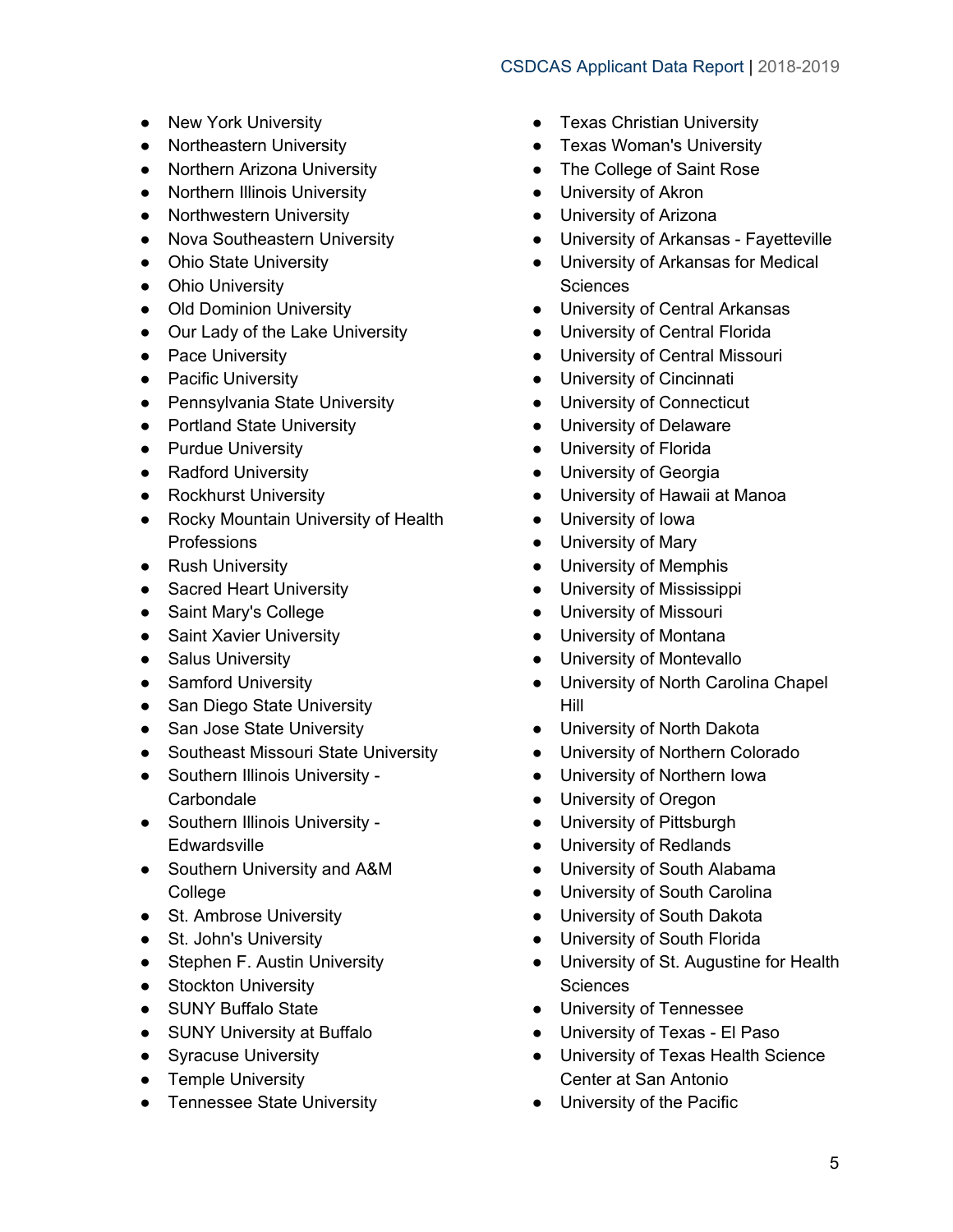- New York University
- Northeastern University
- Northern Arizona University
- Northern Illinois University
- Northwestern University
- Nova Southeastern University
- Ohio State University
- Ohio University
- Old Dominion University
- Our Lady of the Lake University
- Pace University
- Pacific University
- Pennsylvania State University
- Portland State University
- Purdue University
- Radford University
- Rockhurst University
- Rocky Mountain University of Health Professions
- Rush University
- Sacred Heart University
- Saint Mary's College
- Saint Xavier University
- Salus University
- Samford University
- San Diego State University
- San Jose State University
- Southeast Missouri State University
- Southern Illinois University - Carbondale
- Southern Illinois University - Edwardsville
- Southern University and A&M College
- St. Ambrose University
- St. John's University
- Stephen F. Austin University
- Stockton University
- SUNY Buffalo State
- SUNY University at Buffalo
- Syracuse University
- Temple University
- Tennessee State University
- Texas Christian University
- Texas Woman's University
- The College of Saint Rose
- University of Akron
- University of Arizona
- University of Arkansas - Fayetteville
- University of Arkansas for Medical Sciences
- University of Central Arkansas
- University of Central Florida
- University of Central Missouri
- University of Cincinnati
- University of Connecticut
- University of Delaware
- University of Florida
- University of Georgia
- University of Hawaii at Manoa
- University of Iowa
- University of Mary
- University of Memphis
- University of Mississippi
- University of Missouri
- University of Montana
- University of Montevallo
- University of North Carolina Chapel Hill
- University of North Dakota
- University of Northern Colorado
- University of Northern Iowa
- University of Oregon
- University of Pittsburgh
- University of Redlands
- University of South Alabama
- University of South Carolina
- University of South Dakota
- University of South Florida
- University of St. Augustine for Health Sciences
- University of Tennessee
- University of Texas - El Paso
- University of Texas Health Science Center at San Antonio
- University of the Pacific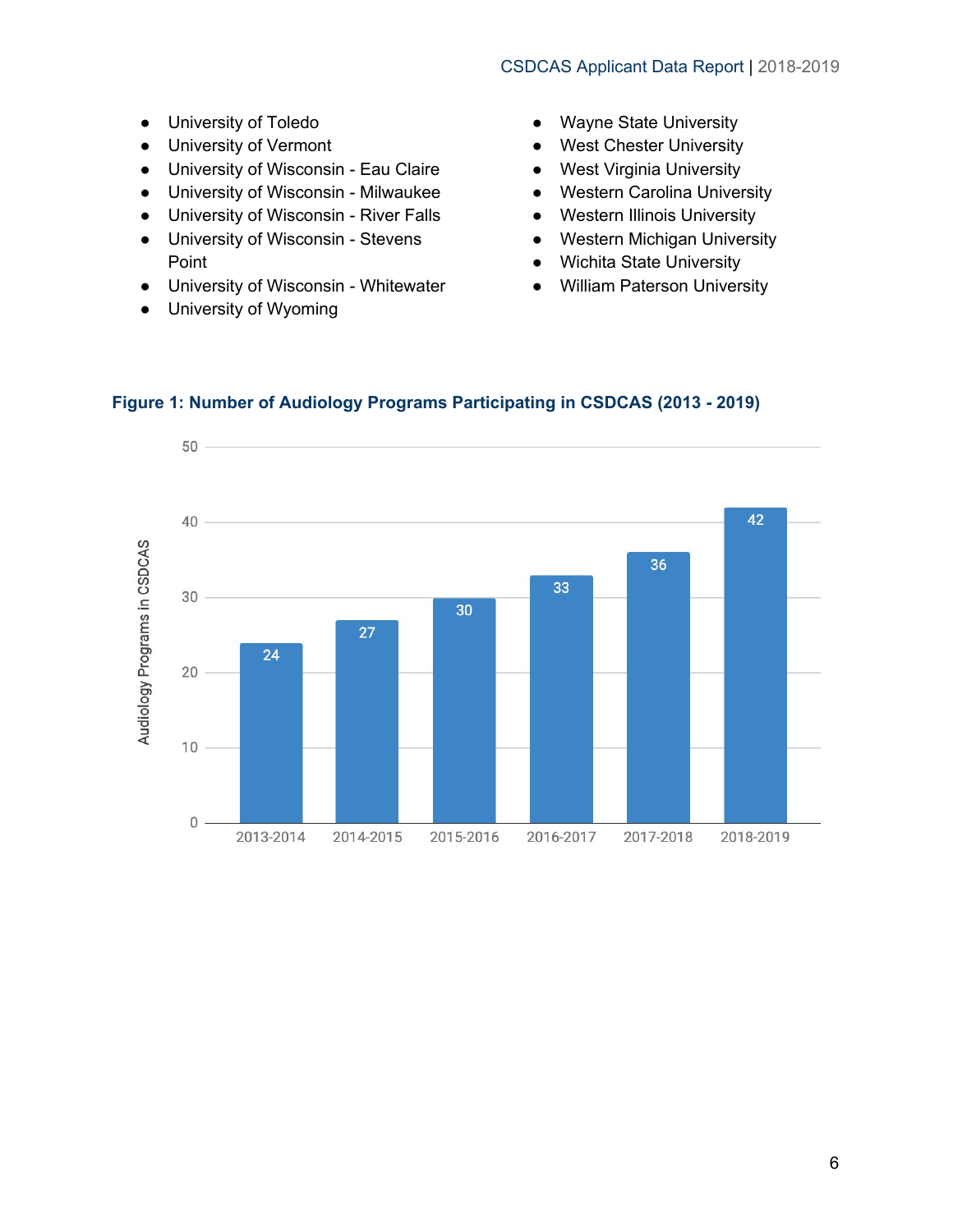- University of Toledo
- University of Vermont
- University of Wisconsin - Eau Claire
- University of Wisconsin - Milwaukee
- University of Wisconsin - River Falls
- University of Wisconsin - Stevens Point
- University of Wisconsin - Whitewater
- University of Wyoming
- Wayne State University
- West Chester University
- West Virginia University
- Western Carolina University
- Western Illinois University
- Western Michigan University
- Wichita State University
- William Paterson University

### Figure 1: Number of Audiology Programs Participating in CSDCAS (2013 - 2019)

| Year | Audiology Programs in CSDCAS |
|---|---|
| 2013-2014 | 24 |
| 2014-2015 | 27 |
| 2015-2016 | 30 |
| 2016-2017 | 33 |
| 2017-2018 | 36 |
| 2018-2019 | 42 |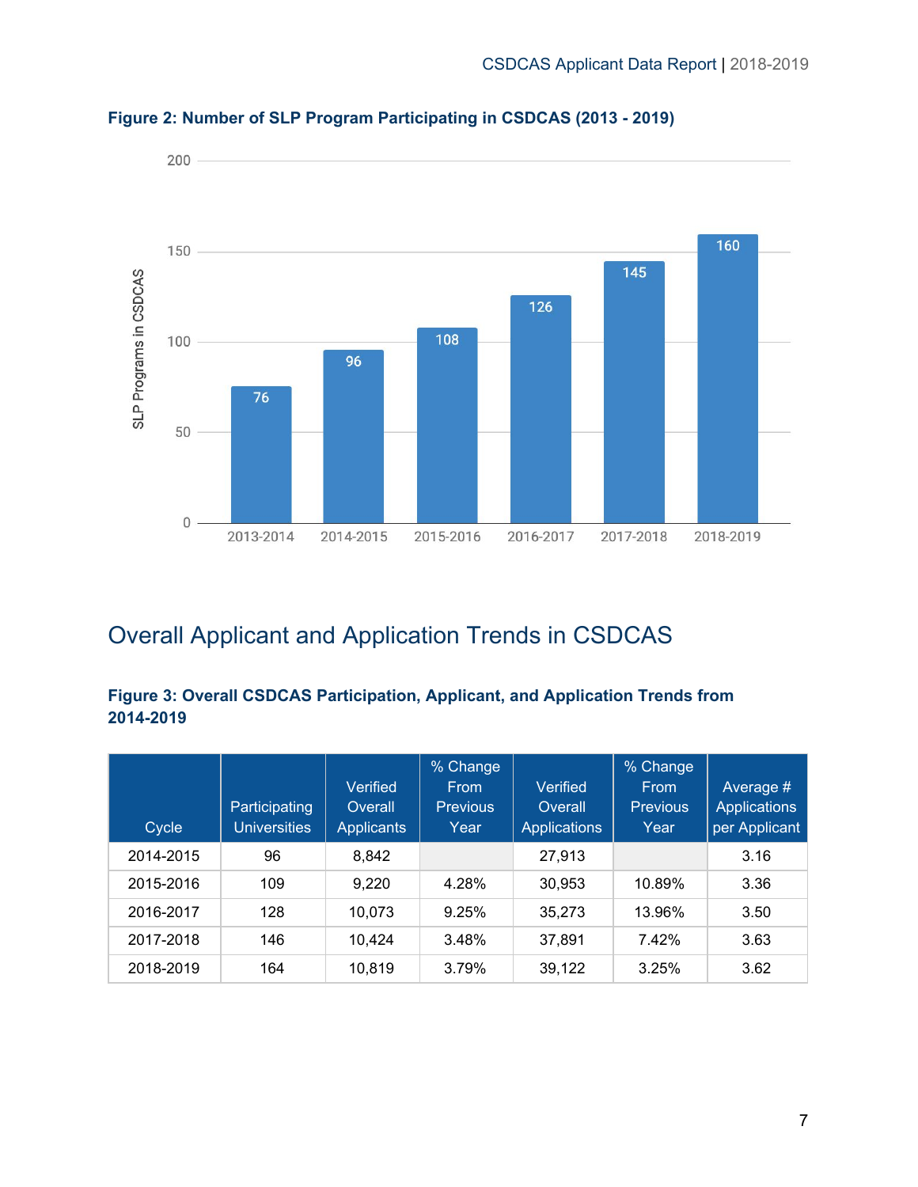**Figure 2: Number of SLP Program Participating in CSDCAS (2013 - 2019)**

## Overall Applicant and Application Trends in CSDCAS

**Figure 3: Overall CSDCAS Participation, Applicant, and Application Trends from 2014-2019**

| Cycle | Participating Universities | Verified Overall Applicants | % Change From Previous Year | Verified Overall Applications | % Change From Previous Year | Average # Applications per Applicant |
|---|---|---|---|---|---|---|
| 2014-2015 | 96 | 8,842 | | 27,913 | | 3.16 |
| 2015-2016 | 109 | 9,220 | 4.28% | 30,953 | 10.89% | 3.36 |
| 2016-2017 | 128 | 10,073 | 9.25% | 35,273 | 13.96% | 3.50 |
| 2017-2018 | 146 | 10,424 | 3.48% | 37,891 | 7.42% | 3.63 |
| 2018-2019 | 164 | 10,819 | 3.79% | 39,122 | 3.25% | 3.62 |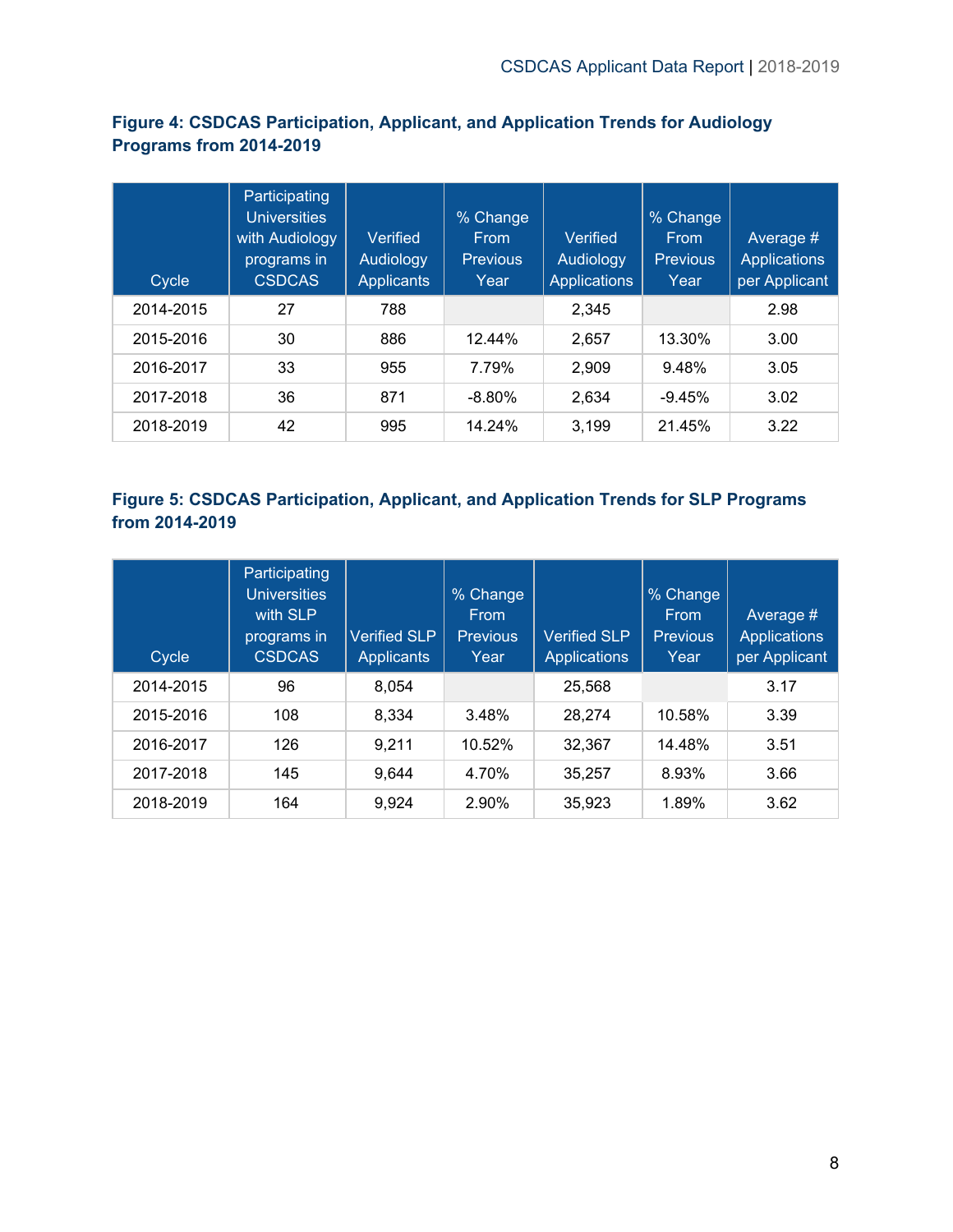**Figure 4: CSDCAS Participation, Applicant, and Application Trends for Audiology Programs from 2014-2019**

| Cycle | Participating Universities with Audiology programs in CSDCAS | Verified Audiology Applicants | % Change From Previous Year | Verified Audiology Applications | % Change From Previous Year | Average # Applications per Applicant |
|---|---|---|---|---|---|---|
| 2014-2015 | 27 | 788 | | 2,345 | | 2.98 |
| 2015-2016 | 30 | 886 | 12.44% | 2,657 | 13.30% | 3.00 |
| 2016-2017 | 33 | 955 | 7.79% | 2,909 | 9.48% | 3.05 |
| 2017-2018 | 36 | 871 | -8.80% | 2,634 | -9.45% | 3.02 |
| 2018-2019 | 42 | 995 | 14.24% | 3,199 | 21.45% | 3.22 |

**Figure 5: CSDCAS Participation, Applicant, and Application Trends for SLP Programs from 2014-2019**

| Cycle | Participating Universities with SLP programs in CSDCAS | Verified SLP Applicants | % Change From Previous Year | Verified SLP Applications | % Change From Previous Year | Average # Applications per Applicant |
|---|---|---|---|---|---|---|
| 2014-2015 | 96 | 8,054 | | 25,568 | | 3.17 |
| 2015-2016 | 108 | 8,334 | 3.48% | 28,274 | 10.58% | 3.39 |
| 2016-2017 | 126 | 9,211 | 10.52% | 32,367 | 14.48% | 3.51 |
| 2017-2018 | 145 | 9,644 | 4.70% | 35,257 | 8.93% | 3.66 |
| 2018-2019 | 164 | 9,924 | 2.90% | 35,923 | 1.89% | 3.62 |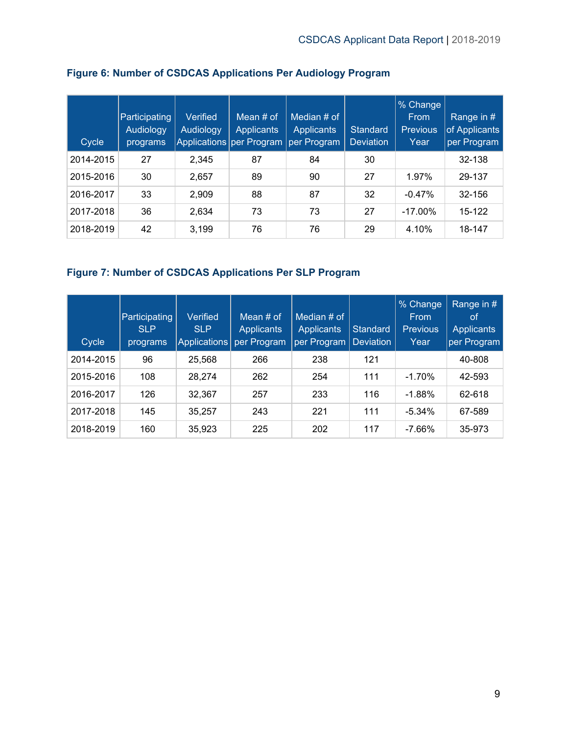### Figure 6: Number of CSDCAS Applications Per Audiology Program

| Cycle | Participating Audiology programs | Verified Audiology Applications | Mean # of Applicants per Program | Median # of Applicants per Program | Standard Deviation | % Change From Previous Year | Range in # of Applicants per Program |
|---|---|---|---|---|---|---|---|
| 2014-2015 | 27 | 2,345 | 87 | 84 | 30 | | 32-138 |
| 2015-2016 | 30 | 2,657 | 89 | 90 | 27 | 1.97% | 29-137 |
| 2016-2017 | 33 | 2,909 | 88 | 87 | 32 | -0.47% | 32-156 |
| 2017-2018 | 36 | 2,634 | 73 | 73 | 27 | -17.00% | 15-122 |
| 2018-2019 | 42 | 3,199 | 76 | 76 | 29 | 4.10% | 18-147 |

### Figure 7: Number of CSDCAS Applications Per SLP Program

| Cycle | Participating SLP programs | Verified SLP Applications | Mean # of Applicants per Program | Median # of Applicants per Program | Standard Deviation | % Change From Previous Year | Range in # of Applicants per Program |
|---|---|---|---|---|---|---|---|
| 2014-2015 | 96 | 25,568 | 266 | 238 | 121 | | 40-808 |
| 2015-2016 | 108 | 28,274 | 262 | 254 | 111 | -1.70% | 42-593 |
| 2016-2017 | 126 | 32,367 | 257 | 233 | 116 | -1.88% | 62-618 |
| 2017-2018 | 145 | 35,257 | 243 | 221 | 111 | -5.34% | 67-589 |
| 2018-2019 | 160 | 35,923 | 225 | 202 | 117 | -7.66% | 35-973 |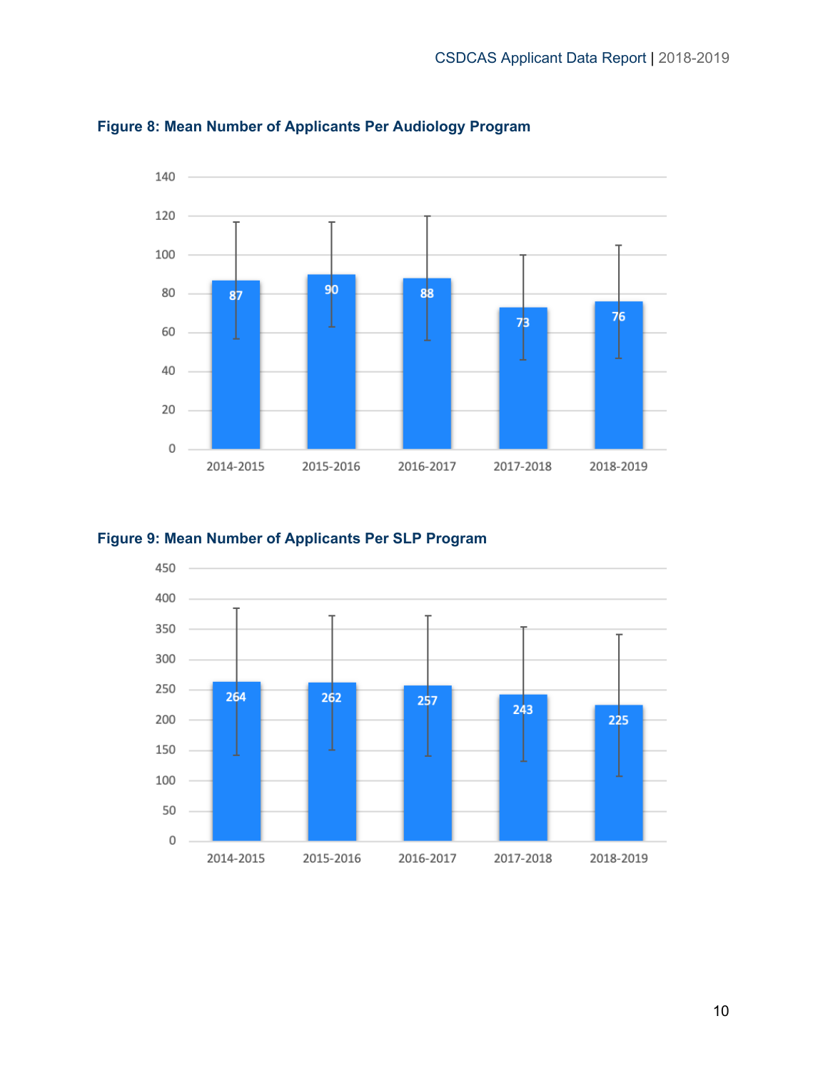**Figure 8: Mean Number of Applicants Per Audiology Program**

**Figure 9: Mean Number of Applicants Per SLP Program**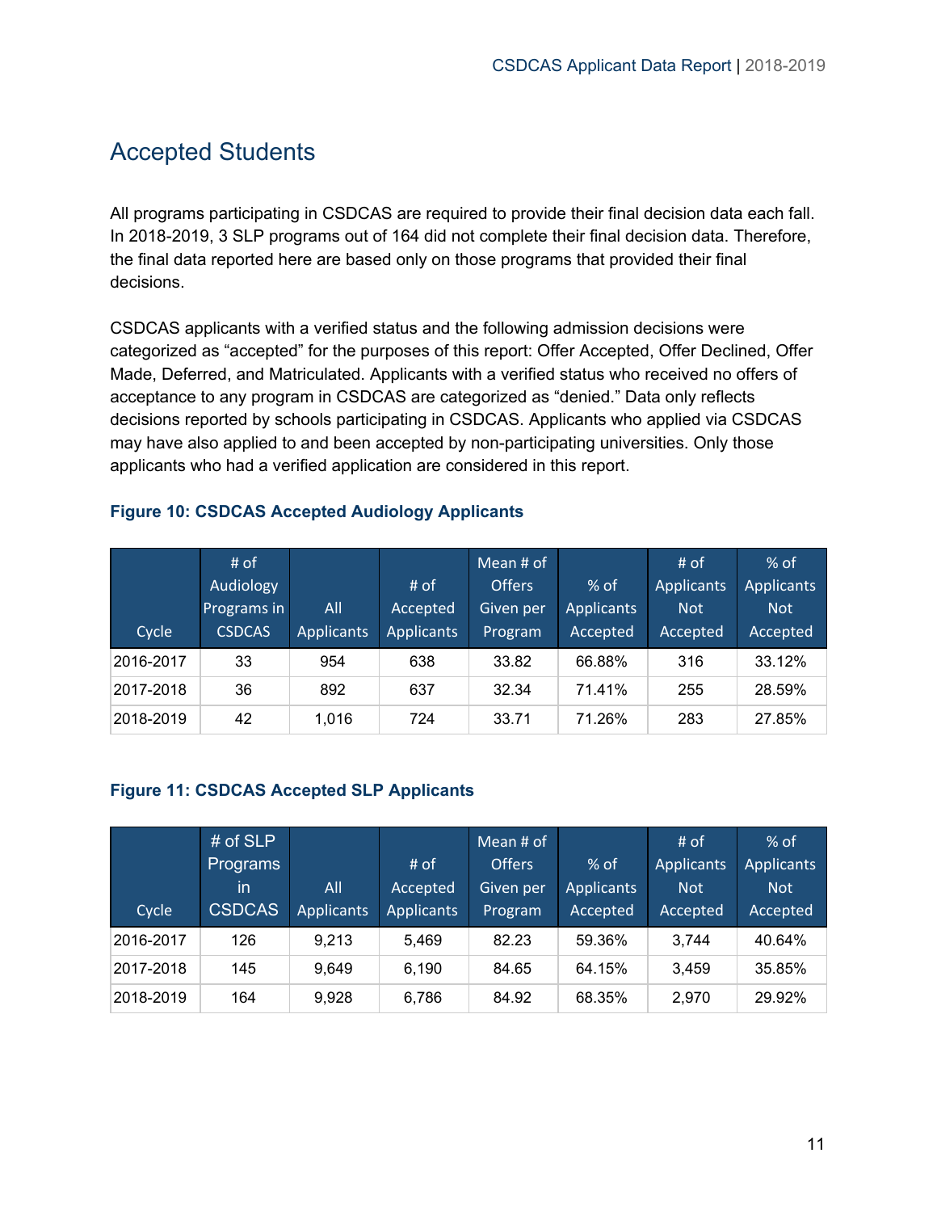## Accepted Students

All programs participating in CSDCAS are required to provide their final decision data each fall. In 2018-2019, 3 SLP programs out of 164 did not complete their final decision data. Therefore, the final data reported here are based only on those programs that provided their final decisions.

CSDCAS applicants with a verified status and the following admission decisions were categorized as "accepted" for the purposes of this report: Offer Accepted, Offer Declined, Offer Made, Deferred, and Matriculated. Applicants with a verified status who received no offers of acceptance to any program in CSDCAS are categorized as "denied." Data only reflects decisions reported by schools participating in CSDCAS. Applicants who applied via CSDCAS may have also applied to and been accepted by non-participating universities. Only those applicants who had a verified application are considered in this report.

**Figure 10: CSDCAS Accepted Audiology Applicants**

| Cycle | # of Audiology Programs in CSDCAS | All Applicants | # of Accepted Applicants | Mean # of Offers Given per Program | % of Applicants Accepted | # of Applicants Not Accepted | % of Applicants Not Accepted |
|---|---|---|---|---|---|---|---|
| 2016-2017 | 33 | 954 | 638 | 33.82 | 66.88% | 316 | 33.12% |
| 2017-2018 | 36 | 892 | 637 | 32.34 | 71.41% | 255 | 28.59% |
| 2018-2019 | 42 | 1,016 | 724 | 33.71 | 71.26% | 283 | 27.85% |

**Figure 11: CSDCAS Accepted SLP Applicants**

| Cycle | # of SLP Programs in CSDCAS | All Applicants | # of Accepted Applicants | Mean # of Offers Given per Program | % of Applicants Accepted | # of Applicants Not Accepted | % of Applicants Not Accepted |
|---|---|---|---|---|---|---|---|
| 2016-2017 | 126 | 9,213 | 5,469 | 82.23 | 59.36% | 3,744 | 40.64% |
| 2017-2018 | 145 | 9,649 | 6,190 | 84.65 | 64.15% | 3,459 | 35.85% |
| 2018-2019 | 164 | 9,928 | 6,786 | 84.92 | 68.35% | 2,970 | 29.92% |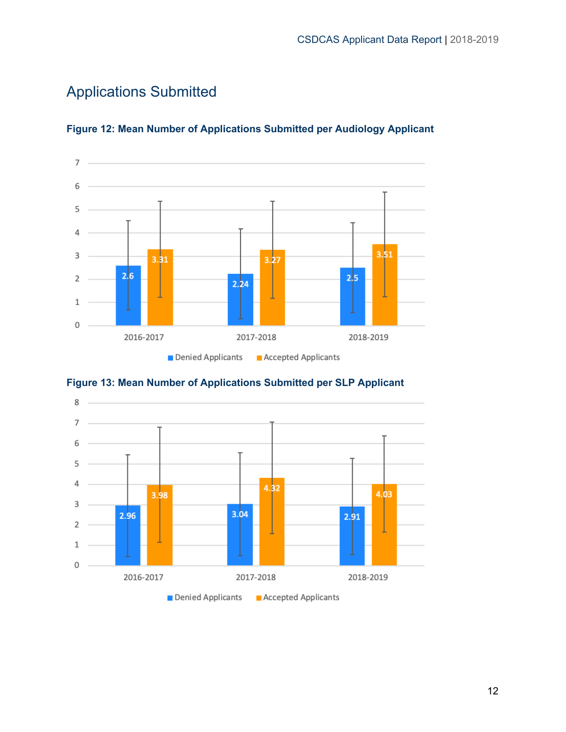## Applications Submitted

**Figure 12: Mean Number of Applications Submitted per Audiology Applicant**

| | Denied Applicants | Accepted Applicants |
|---|---|---|
| 2016-2017 | 2.6 | 3.31 |
| 2017-2018 | 2.24 | 3.27 |
| 2018-2019 | 2.5 | 3.51 |

**Figure 13: Mean Number of Applications Submitted per SLP Applicant**

| | Denied Applicants | Accepted Applicants |
|---|---|---|
| 2016-2017 | 2.96 | 3.98 |
| 2017-2018 | 3.04 | 4.32 |
| 2018-2019 | 2.91 | 4.03 |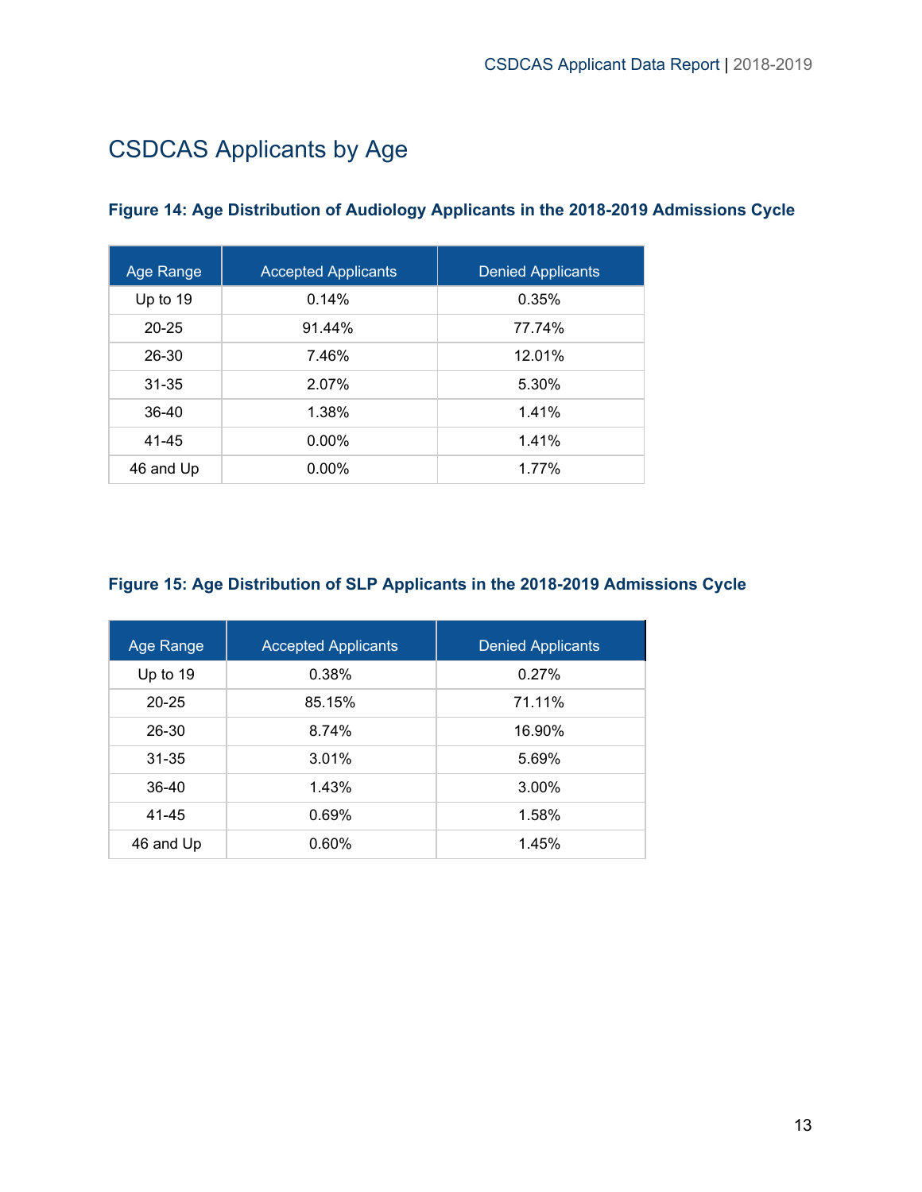# CSDCAS Applicants by Age

**Figure 14: Age Distribution of Audiology Applicants in the 2018-2019 Admissions Cycle**

| Age Range | Accepted Applicants | Denied Applicants |
|---|---|---|
| Up to 19 | 0.14% | 0.35% |
| 20-25 | 91.44% | 77.74% |
| 26-30 | 7.46% | 12.01% |
| 31-35 | 2.07% | 5.30% |
| 36-40 | 1.38% | 1.41% |
| 41-45 | 0.00% | 1.41% |
| 46 and Up | 0.00% | 1.77% |

**Figure 15: Age Distribution of SLP Applicants in the 2018-2019 Admissions Cycle**

| Age Range | Accepted Applicants | Denied Applicants |
|---|---|---|
| Up to 19 | 0.38% | 0.27% |
| 20-25 | 85.15% | 71.11% |
| 26-30 | 8.74% | 16.90% |
| 31-35 | 3.01% | 5.69% |
| 36-40 | 1.43% | 3.00% |
| 41-45 | 0.69% | 1.58% |
| 46 and Up | 0.60% | 1.45% |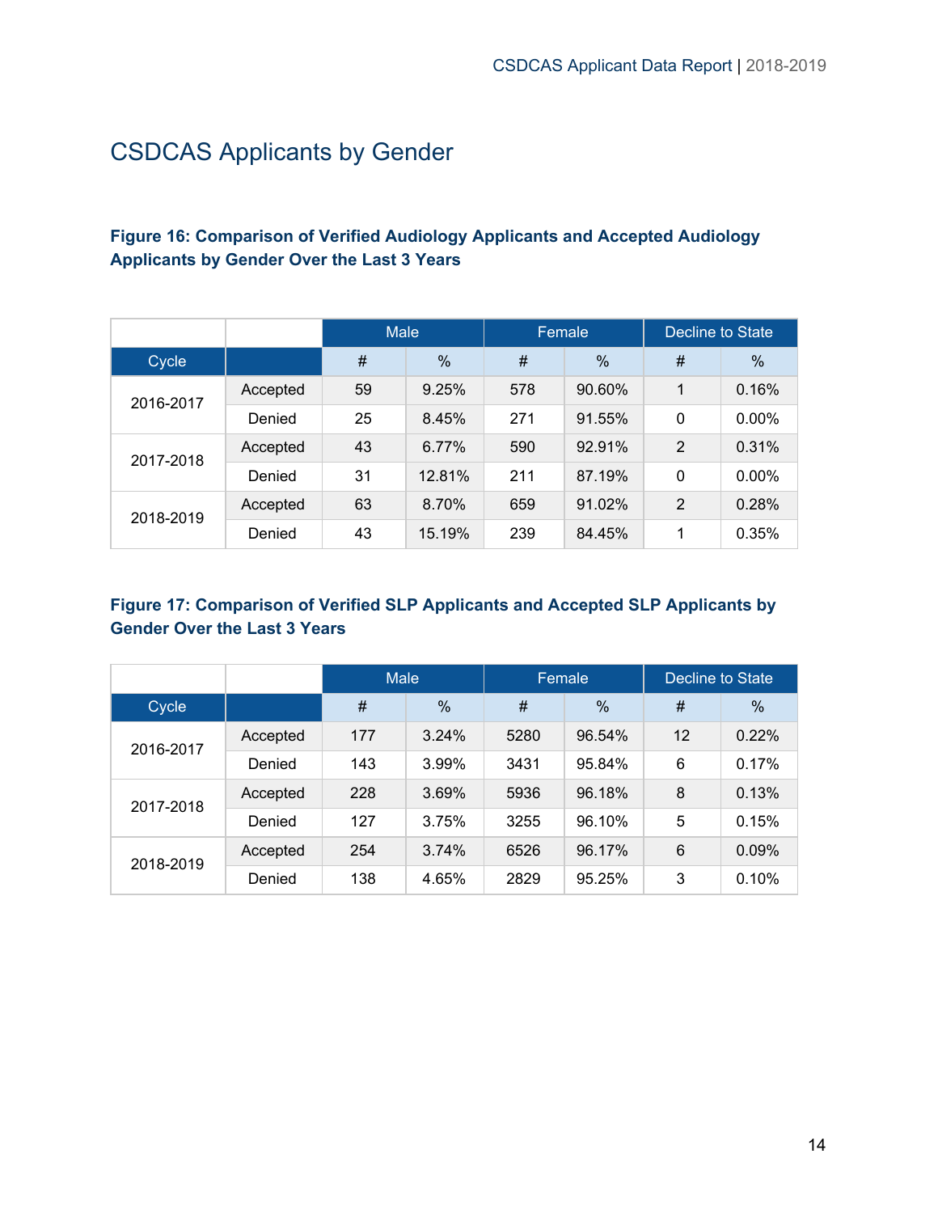# CSDCAS Applicants by Gender

**Figure 16: Comparison of Verified Audiology Applicants and Accepted Audiology Applicants by Gender Over the Last 3 Years**

| | | Male | | Female | | Decline to State | |
|---|---|---|---|---|---|---|---|
| Cycle | | # | % | # | % | # | % |
| 2016-2017 | Accepted | 59 | 9.25% | 578 | 90.60% | 1 | 0.16% |
| | Denied | 25 | 8.45% | 271 | 91.55% | 0 | 0.00% |
| 2017-2018 | Accepted | 43 | 6.77% | 590 | 92.91% | 2 | 0.31% |
| | Denied | 31 | 12.81% | 211 | 87.19% | 0 | 0.00% |
| 2018-2019 | Accepted | 63 | 8.70% | 659 | 91.02% | 2 | 0.28% |
| | Denied | 43 | 15.19% | 239 | 84.45% | 1 | 0.35% |

**Figure 17: Comparison of Verified SLP Applicants and Accepted SLP Applicants by Gender Over the Last 3 Years**

| | | Male | | Female | | Decline to State | |
|---|---|---|---|---|---|---|---|
| Cycle | | # | % | # | % | # | % |
| 2016-2017 | Accepted | 177 | 3.24% | 5280 | 96.54% | 12 | 0.22% |
| | Denied | 143 | 3.99% | 3431 | 95.84% | 6 | 0.17% |
| 2017-2018 | Accepted | 228 | 3.69% | 5936 | 96.18% | 8 | 0.13% |
| | Denied | 127 | 3.75% | 3255 | 96.10% | 5 | 0.15% |
| 2018-2019 | Accepted | 254 | 3.74% | 6526 | 96.17% | 6 | 0.09% |
| | Denied | 138 | 4.65% | 2829 | 95.25% | 3 | 0.10% |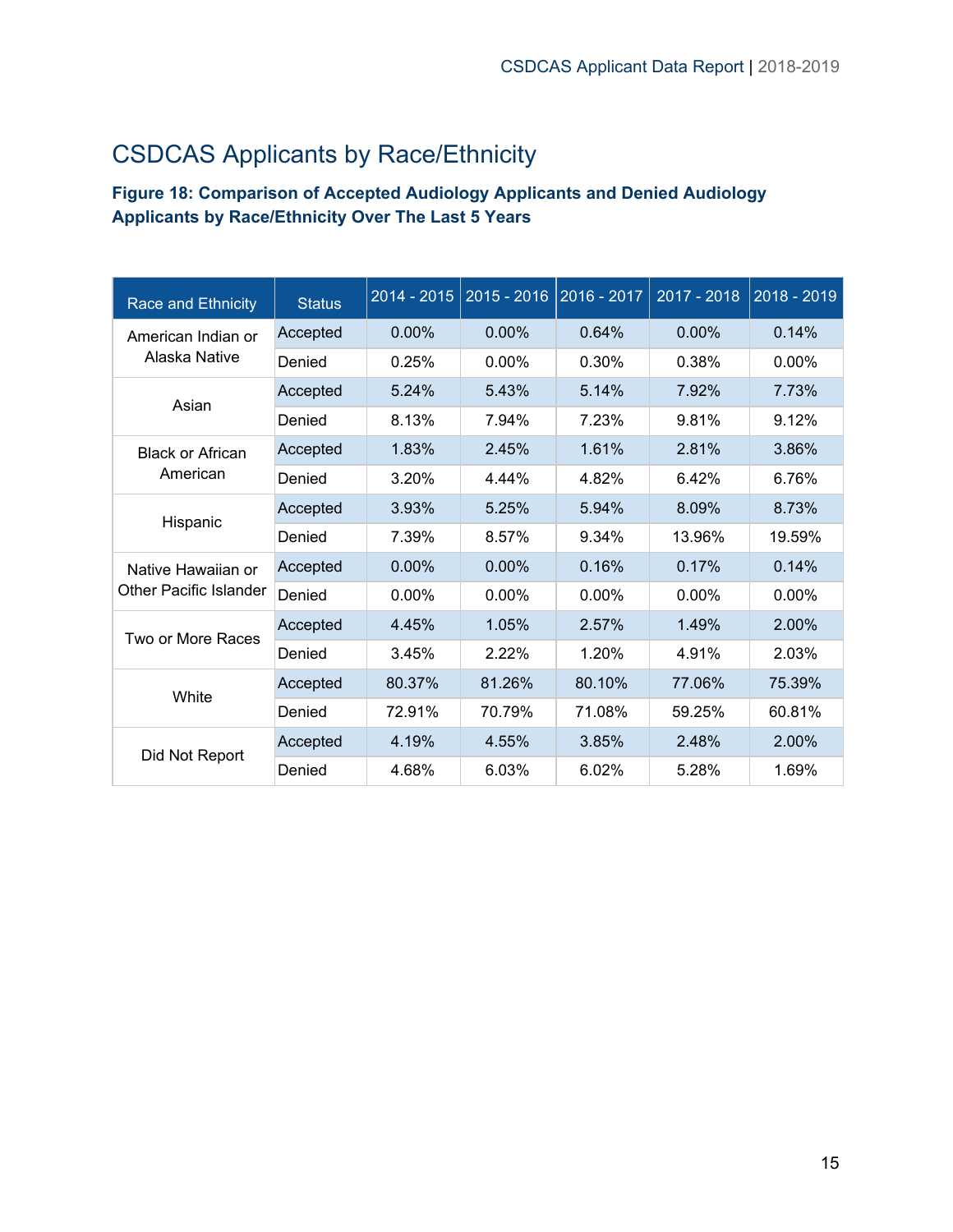## CSDCAS Applicants by Race/Ethnicity

**Figure 18: Comparison of Accepted Audiology Applicants and Denied Audiology Applicants by Race/Ethnicity Over The Last 5 Years**

| Race and Ethnicity | Status | 2014 - 2015 | 2015 - 2016 | 2016 - 2017 | 2017 - 2018 | 2018 - 2019 |
|---|---|---|---|---|---|---|
| American Indian or Alaska Native | Accepted | 0.00% | 0.00% | 0.64% | 0.00% | 0.14% |
| | Denied | 0.25% | 0.00% | 0.30% | 0.38% | 0.00% |
| Asian | Accepted | 5.24% | 5.43% | 5.14% | 7.92% | 7.73% |
| | Denied | 8.13% | 7.94% | 7.23% | 9.81% | 9.12% |
| Black or African American | Accepted | 1.83% | 2.45% | 1.61% | 2.81% | 3.86% |
| | Denied | 3.20% | 4.44% | 4.82% | 6.42% | 6.76% |
| Hispanic | Accepted | 3.93% | 5.25% | 5.94% | 8.09% | 8.73% |
| | Denied | 7.39% | 8.57% | 9.34% | 13.96% | 19.59% |
| Native Hawaiian or Other Pacific Islander | Accepted | 0.00% | 0.00% | 0.16% | 0.17% | 0.14% |
| | Denied | 0.00% | 0.00% | 0.00% | 0.00% | 0.00% |
| Two or More Races | Accepted | 4.45% | 1.05% | 2.57% | 1.49% | 2.00% |
| | Denied | 3.45% | 2.22% | 1.20% | 4.91% | 2.03% |
| White | Accepted | 80.37% | 81.26% | 80.10% | 77.06% | 75.39% |
| | Denied | 72.91% | 70.79% | 71.08% | 59.25% | 60.81% |
| Did Not Report | Accepted | 4.19% | 4.55% | 3.85% | 2.48% | 2.00% |
| | Denied | 4.68% | 6.03% | 6.02% | 5.28% | 1.69% |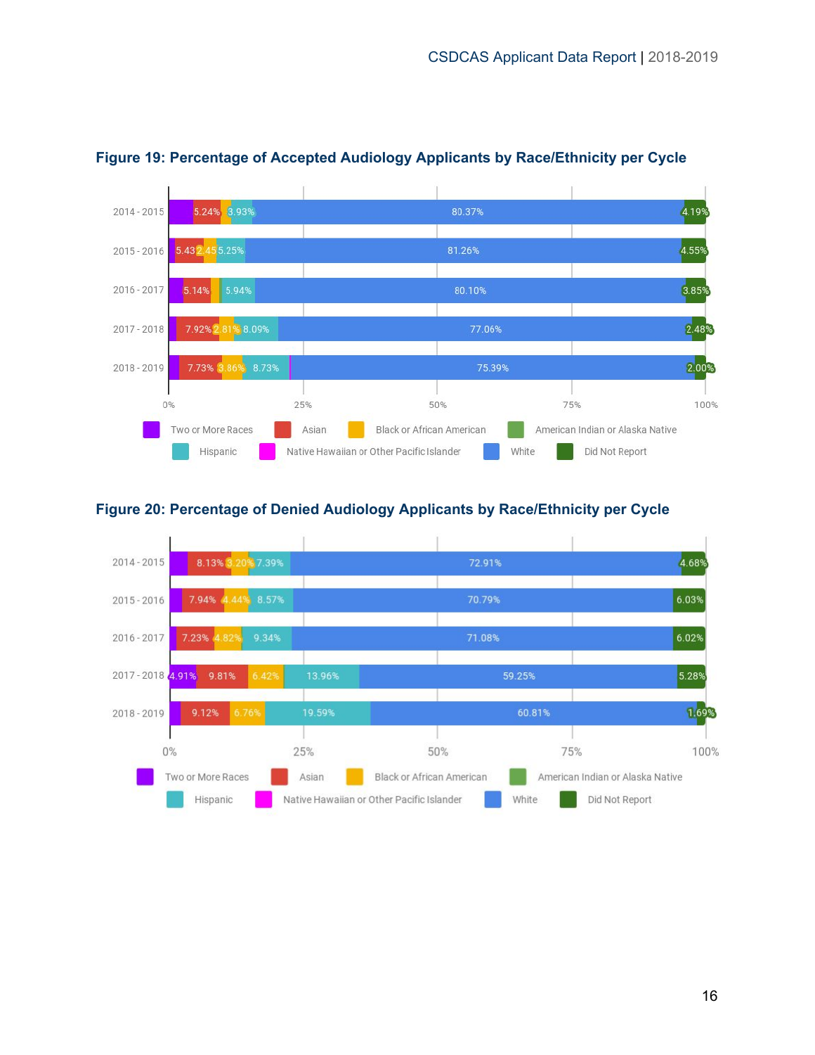**Figure 19: Percentage of Accepted Audiology Applicants by Race/Ethnicity per Cycle**

| Cycle | Two or More Races | Asian | Black or African American | American Indian or Alaska Native | Hispanic | Native Hawaiian or Other Pacific Islander | White | Did Not Report |
|---|---|---|---|---|---|---|---|---|
| 2014 - 2015 | | 5.24% | | | 3.93% | | 80.37% | 4.19% |
| 2015 - 2016 | | 5.43 | 2.45 | | 5.25% | | 81.26% | 4.55% |
| 2016 - 2017 | | 5.14% | | | 5.94% | | 80.10% | 3.85% |
| 2017 - 2018 | | 7.92% | 2.81% | | 8.09% | | 77.06% | 2.48% |
| 2018 - 2019 | | 7.73% | 3.86% | | 8.73% | | 75.39% | 2.00% |

**Figure 20: Percentage of Denied Audiology Applicants by Race/Ethnicity per Cycle**

| Cycle | Two or More Races | Asian | Black or African American | American Indian or Alaska Native | Hispanic | Native Hawaiian or Other Pacific Islander | White | Did Not Report |
|---|---|---|---|---|---|---|---|---|
| 2014 - 2015 | | 8.13% | 3.20% | | 7.39% | | 72.91% | 4.68% |
| 2015 - 2016 | | 7.94% | 4.44% | | 8.57% | | 70.79% | 6.03% |
| 2016 - 2017 | | 7.23% | 4.82% | | 9.34% | | 71.08% | 6.02% |
| 2017 - 2018 | 4.91% | 9.81% | 6.42% | | 13.96% | | 59.25% | 5.28% |
| 2018 - 2019 | | 9.12% | 6.76% | | 19.59% | | 60.81% | 1.69% |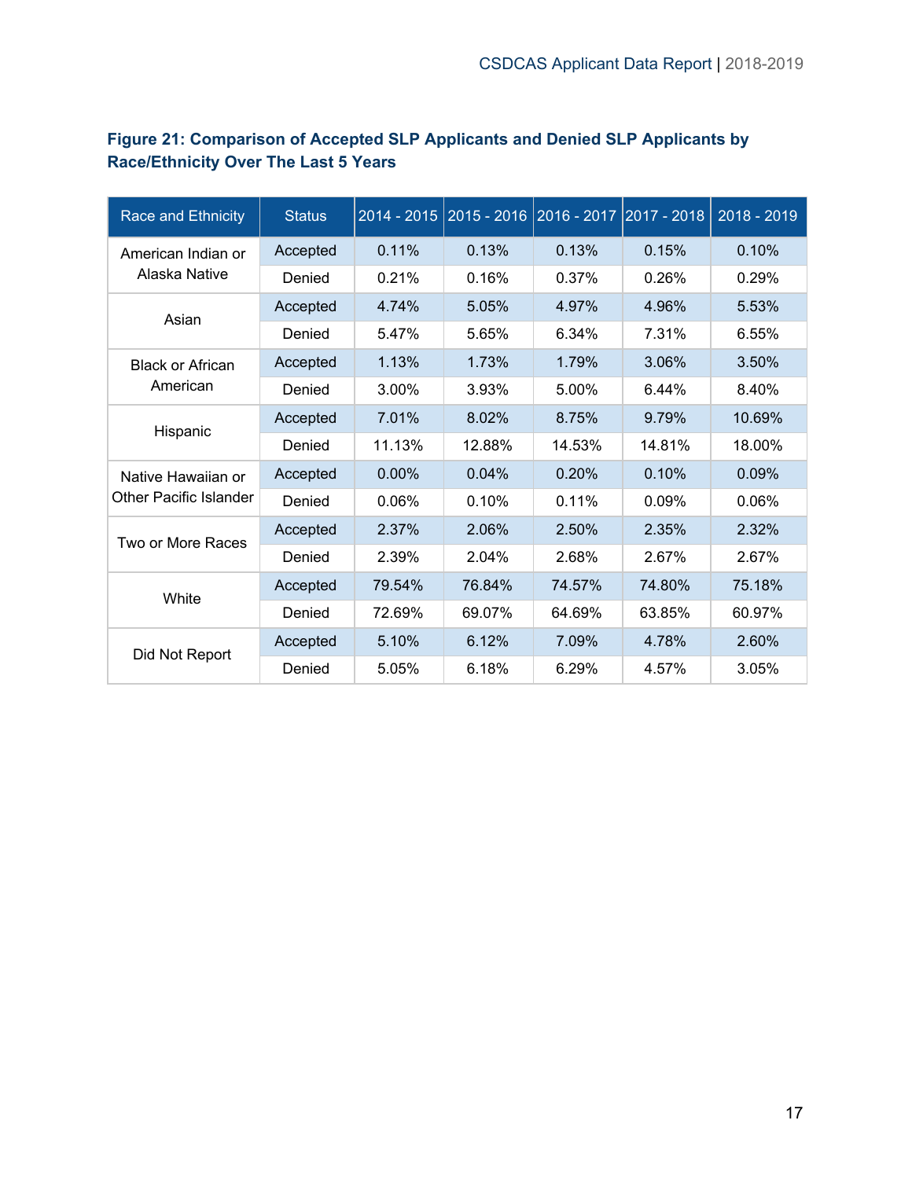**Figure 21: Comparison of Accepted SLP Applicants and Denied SLP Applicants by Race/Ethnicity Over The Last 5 Years**

| Race and Ethnicity | Status | 2014 - 2015 | 2015 - 2016 | 2016 - 2017 | 2017 - 2018 | 2018 - 2019 |
|---|---|---|---|---|---|---|
| American Indian or Alaska Native | Accepted | 0.11% | 0.13% | 0.13% | 0.15% | 0.10% |
| | Denied | 0.21% | 0.16% | 0.37% | 0.26% | 0.29% |
| Asian | Accepted | 4.74% | 5.05% | 4.97% | 4.96% | 5.53% |
| | Denied | 5.47% | 5.65% | 6.34% | 7.31% | 6.55% |
| Black or African American | Accepted | 1.13% | 1.73% | 1.79% | 3.06% | 3.50% |
| | Denied | 3.00% | 3.93% | 5.00% | 6.44% | 8.40% |
| Hispanic | Accepted | 7.01% | 8.02% | 8.75% | 9.79% | 10.69% |
| | Denied | 11.13% | 12.88% | 14.53% | 14.81% | 18.00% |
| Native Hawaiian or Other Pacific Islander | Accepted | 0.00% | 0.04% | 0.20% | 0.10% | 0.09% |
| | Denied | 0.06% | 0.10% | 0.11% | 0.09% | 0.06% |
| Two or More Races | Accepted | 2.37% | 2.06% | 2.50% | 2.35% | 2.32% |
| | Denied | 2.39% | 2.04% | 2.68% | 2.67% | 2.67% |
| White | Accepted | 79.54% | 76.84% | 74.57% | 74.80% | 75.18% |
| | Denied | 72.69% | 69.07% | 64.69% | 63.85% | 60.97% |
| Did Not Report | Accepted | 5.10% | 6.12% | 7.09% | 4.78% | 2.60% |
| | Denied | 5.05% | 6.18% | 6.29% | 4.57% | 3.05% |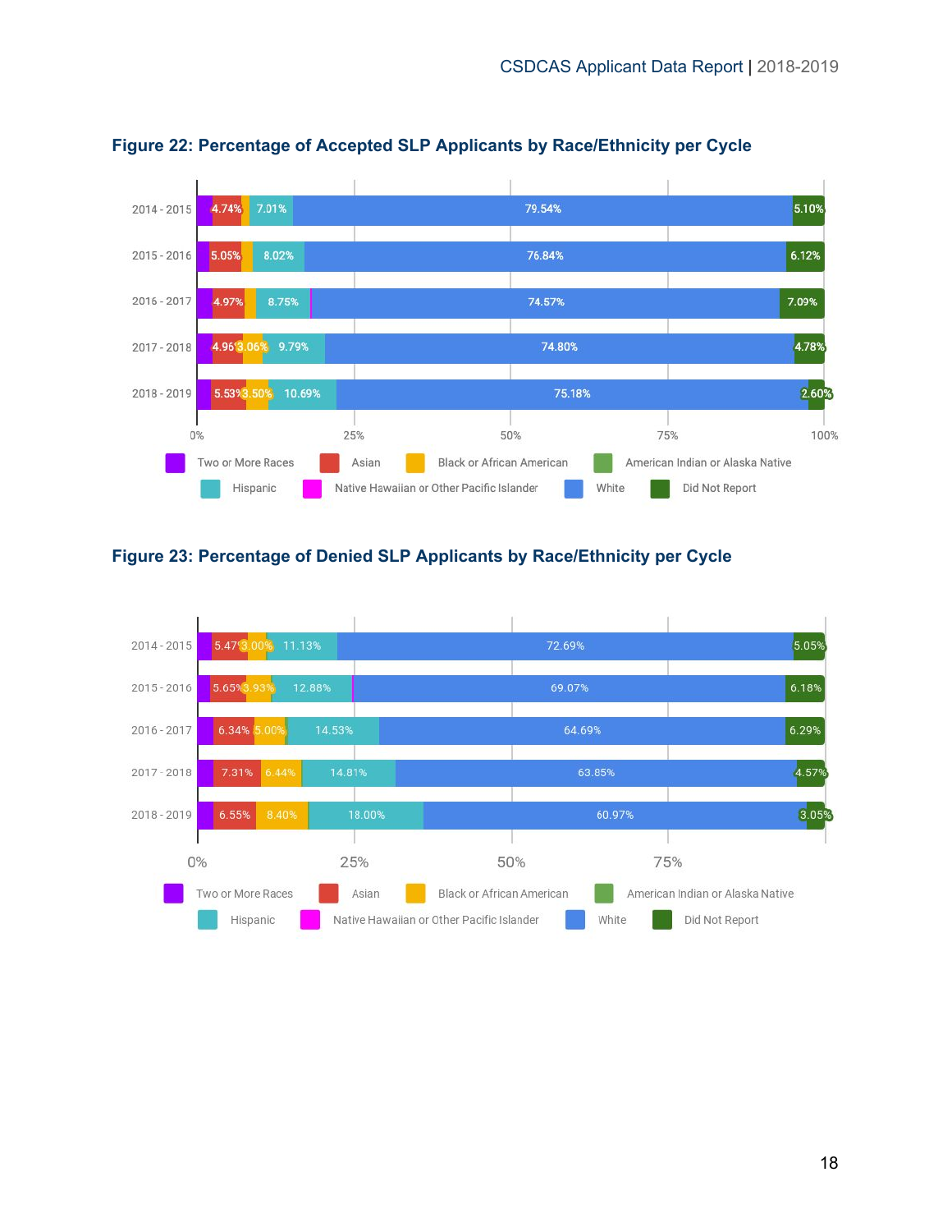## Figure 22: Percentage of Accepted SLP Applicants by Race/Ethnicity per Cycle

| Cycle | Two or More Races | Asian | Black or African American | American Indian or Alaska Native | Hispanic | Native Hawaiian or Other Pacific Islander | White | Did Not Report |
|---|---|---|---|---|---|---|---|---|
| 2014 - 2015 | | 4.74% | | | 7.01% | | 79.54% | 5.10% |
| 2015 - 2016 | | 5.05% | | | 8.02% | | 76.84% | 6.12% |
| 2016 - 2017 | | 4.97% | | | 8.75% | | 74.57% | 7.09% |
| 2017 - 2018 | | 4.96 | 3.06% | | 9.79% | | 74.80% | 4.78% |
| 2018 - 2019 | | 5.53% | 3.50% | | 10.69% | | 75.18% | 2.60% |

## Figure 23: Percentage of Denied SLP Applicants by Race/Ethnicity per Cycle

| Cycle | Two or More Races | Asian | Black or African American | American Indian or Alaska Native | Hispanic | Native Hawaiian or Other Pacific Islander | White | Did Not Report |
|---|---|---|---|---|---|---|---|---|
| 2014 - 2015 | | 5.47 | 3.00% | | 11.13% | | 72.69% | 5.05% |
| 2015 - 2016 | | 5.65% | 3.93% | | 12.88% | | 69.07% | 6.18% |
| 2016 - 2017 | | 6.34% | 5.00% | | 14.53% | | 64.69% | 6.29% |
| 2017 - 2018 | | 7.31% | 6.44% | | 14.81% | | 63.85% | 4.57% |
| 2018 - 2019 | | 6.55% | 8.40% | | 18.00% | | 60.97% | 3.05% |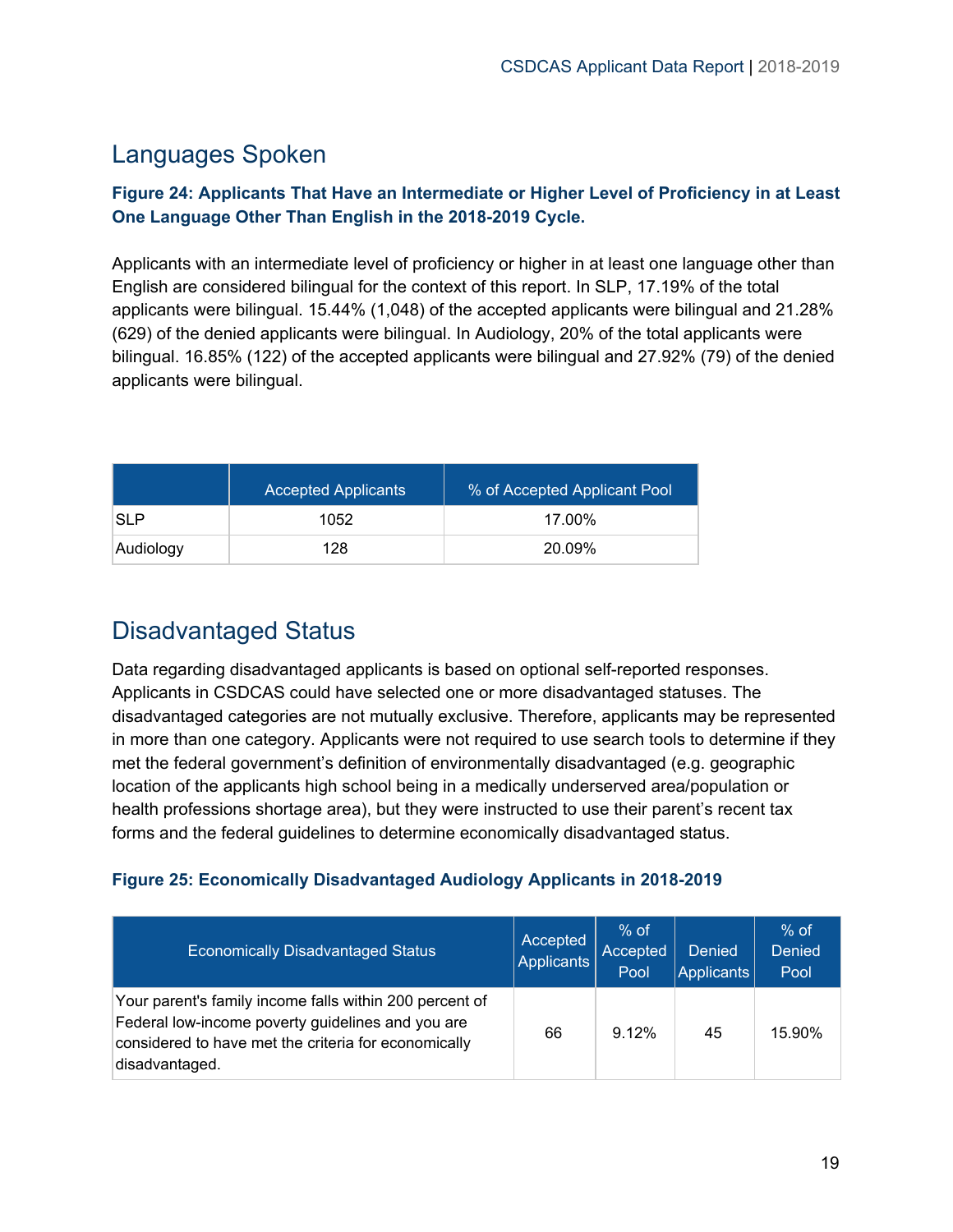## Languages Spoken

**Figure 24: Applicants That Have an Intermediate or Higher Level of Proficiency in at Least One Language Other Than English in the 2018-2019 Cycle.**

Applicants with an intermediate level of proficiency or higher in at least one language other than English are considered bilingual for the context of this report. In SLP, 17.19% of the total applicants were bilingual. 15.44% (1,048) of the accepted applicants were bilingual and 21.28% (629) of the denied applicants were bilingual. In Audiology, 20% of the total applicants were bilingual. 16.85% (122) of the accepted applicants were bilingual and 27.92% (79) of the denied applicants were bilingual.

| | Accepted Applicants | % of Accepted Applicant Pool |
|---|---|---|
| SLP | 1052 | 17.00% |
| Audiology | 128 | 20.09% |

## Disadvantaged Status

Data regarding disadvantaged applicants is based on optional self-reported responses. Applicants in CSDCAS could have selected one or more disadvantaged statuses. The disadvantaged categories are not mutually exclusive. Therefore, applicants may be represented in more than one category. Applicants were not required to use search tools to determine if they met the federal government's definition of environmentally disadvantaged (e.g. geographic location of the applicants high school being in a medically underserved area/population or health professions shortage area), but they were instructed to use their parent's recent tax forms and the federal guidelines to determine economically disadvantaged status.

**Figure 25: Economically Disadvantaged Audiology Applicants in 2018-2019**

| Economically Disadvantaged Status | Accepted Applicants | % of Accepted Pool | Denied Applicants | % of Denied Pool |
|---|---|---|---|---|
| Your parent's family income falls within 200 percent of Federal low-income poverty guidelines and you are considered to have met the criteria for economically disadvantaged. | 66 | 9.12% | 45 | 15.90% |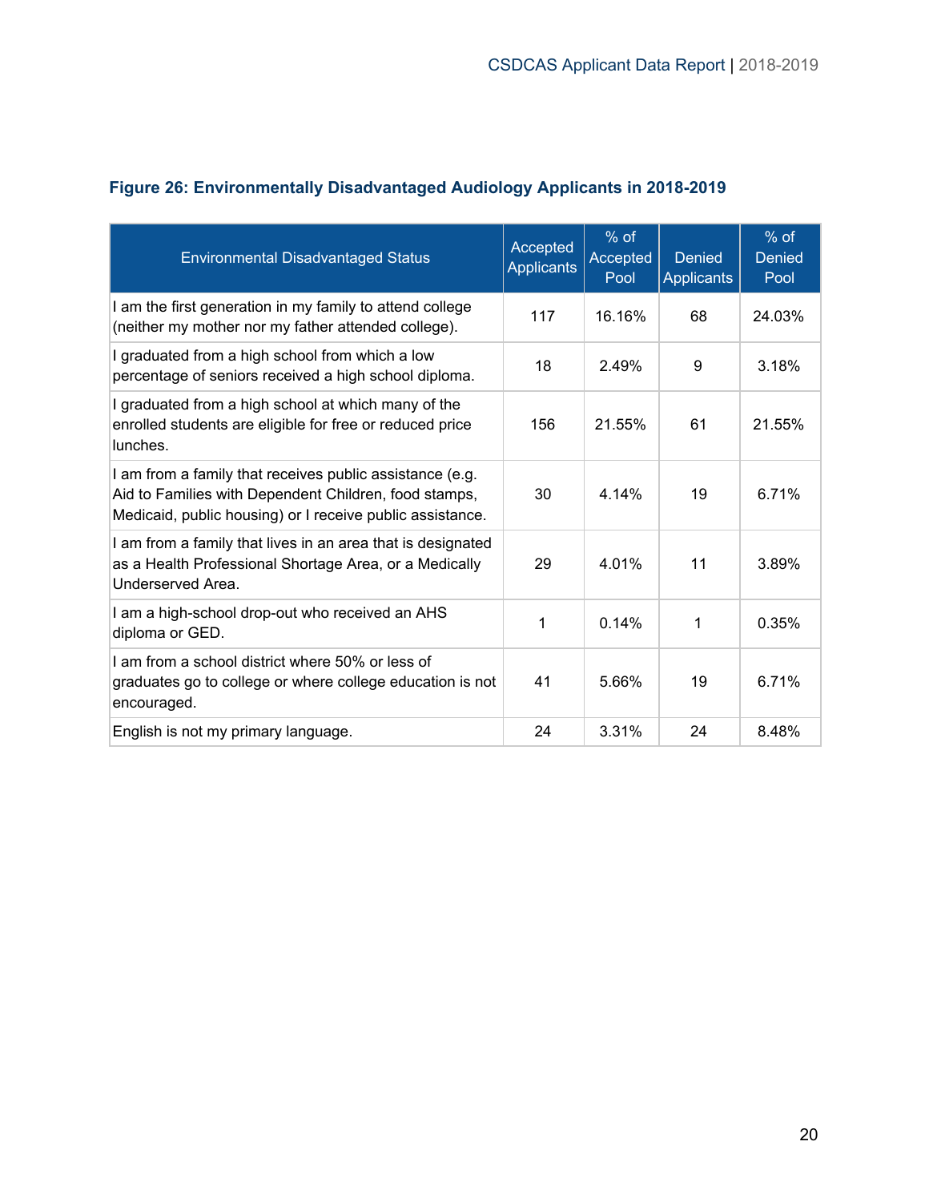### Figure 26: Environmentally Disadvantaged Audiology Applicants in 2018-2019

| Environmental Disadvantaged Status | Accepted Applicants | % of Accepted Pool | Denied Applicants | % of Denied Pool |
|---|---|---|---|---|
| I am the first generation in my family to attend college (neither my mother nor my father attended college). | 117 | 16.16% | 68 | 24.03% |
| I graduated from a high school from which a low percentage of seniors received a high school diploma. | 18 | 2.49% | 9 | 3.18% |
| I graduated from a high school at which many of the enrolled students are eligible for free or reduced price lunches. | 156 | 21.55% | 61 | 21.55% |
| I am from a family that receives public assistance (e.g. Aid to Families with Dependent Children, food stamps, Medicaid, public housing) or I receive public assistance. | 30 | 4.14% | 19 | 6.71% |
| I am from a family that lives in an area that is designated as a Health Professional Shortage Area, or a Medically Underserved Area. | 29 | 4.01% | 11 | 3.89% |
| I am a high-school drop-out who received an AHS diploma or GED. | 1 | 0.14% | 1 | 0.35% |
| I am from a school district where 50% or less of graduates go to college or where college education is not encouraged. | 41 | 5.66% | 19 | 6.71% |
| English is not my primary language. | 24 | 3.31% | 24 | 8.48% |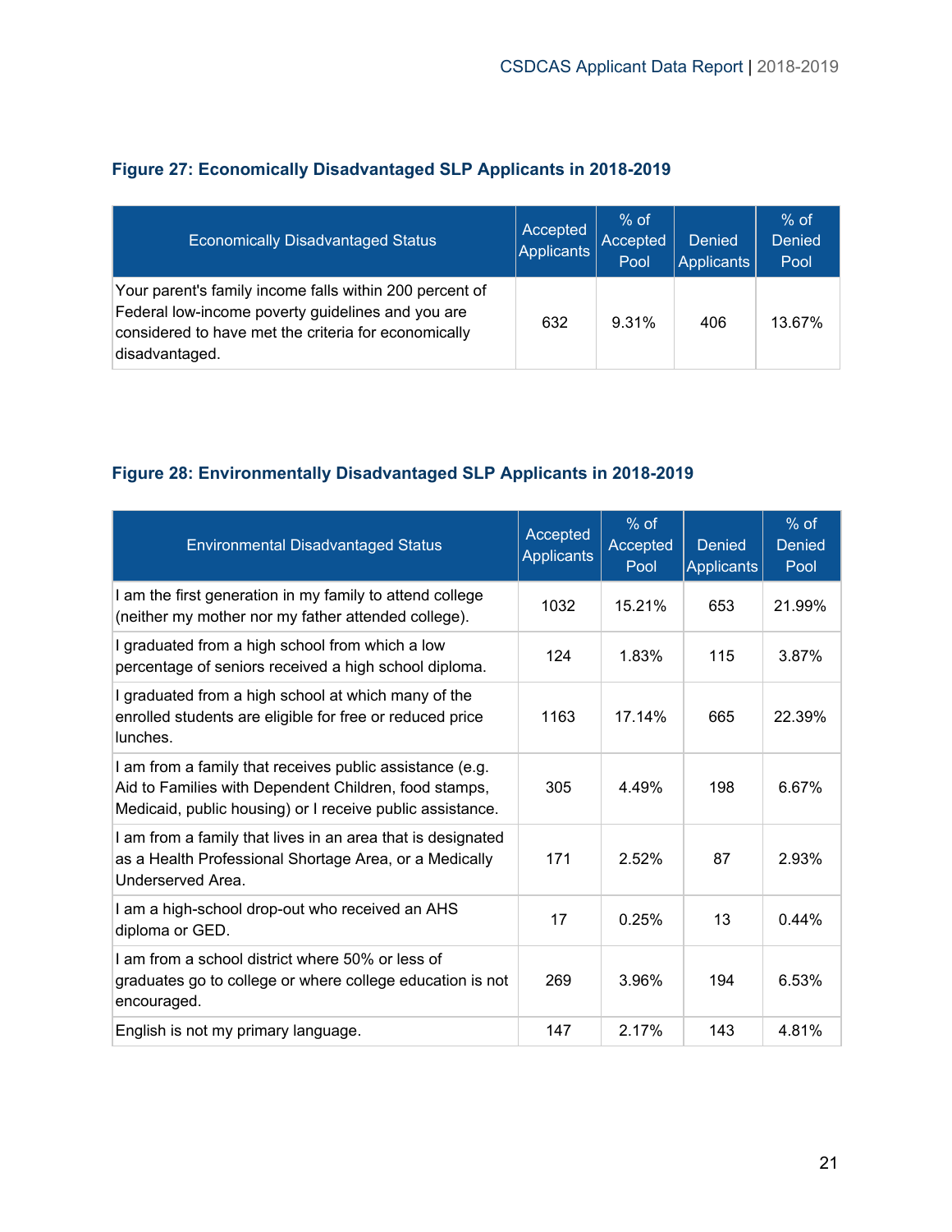### Figure 27: Economically Disadvantaged SLP Applicants in 2018-2019

| Economically Disadvantaged Status | Accepted Applicants | % of Accepted Pool | Denied Applicants | % of Denied Pool |
|---|---|---|---|---|
| Your parent's family income falls within 200 percent of Federal low-income poverty guidelines and you are considered to have met the criteria for economically disadvantaged. | 632 | 9.31% | 406 | 13.67% |

### Figure 28: Environmentally Disadvantaged SLP Applicants in 2018-2019

| Environmental Disadvantaged Status | Accepted Applicants | % of Accepted Pool | Denied Applicants | % of Denied Pool |
|---|---|---|---|---|
| I am the first generation in my family to attend college (neither my mother nor my father attended college). | 1032 | 15.21% | 653 | 21.99% |
| I graduated from a high school from which a low percentage of seniors received a high school diploma. | 124 | 1.83% | 115 | 3.87% |
| I graduated from a high school at which many of the enrolled students are eligible for free or reduced price lunches. | 1163 | 17.14% | 665 | 22.39% |
| I am from a family that receives public assistance (e.g. Aid to Families with Dependent Children, food stamps, Medicaid, public housing) or I receive public assistance. | 305 | 4.49% | 198 | 6.67% |
| I am from a family that lives in an area that is designated as a Health Professional Shortage Area, or a Medically Underserved Area. | 171 | 2.52% | 87 | 2.93% |
| I am a high-school drop-out who received an AHS diploma or GED. | 17 | 0.25% | 13 | 0.44% |
| I am from a school district where 50% or less of graduates go to college or where college education is not encouraged. | 269 | 3.96% | 194 | 6.53% |
| English is not my primary language. | 147 | 2.17% | 143 | 4.81% |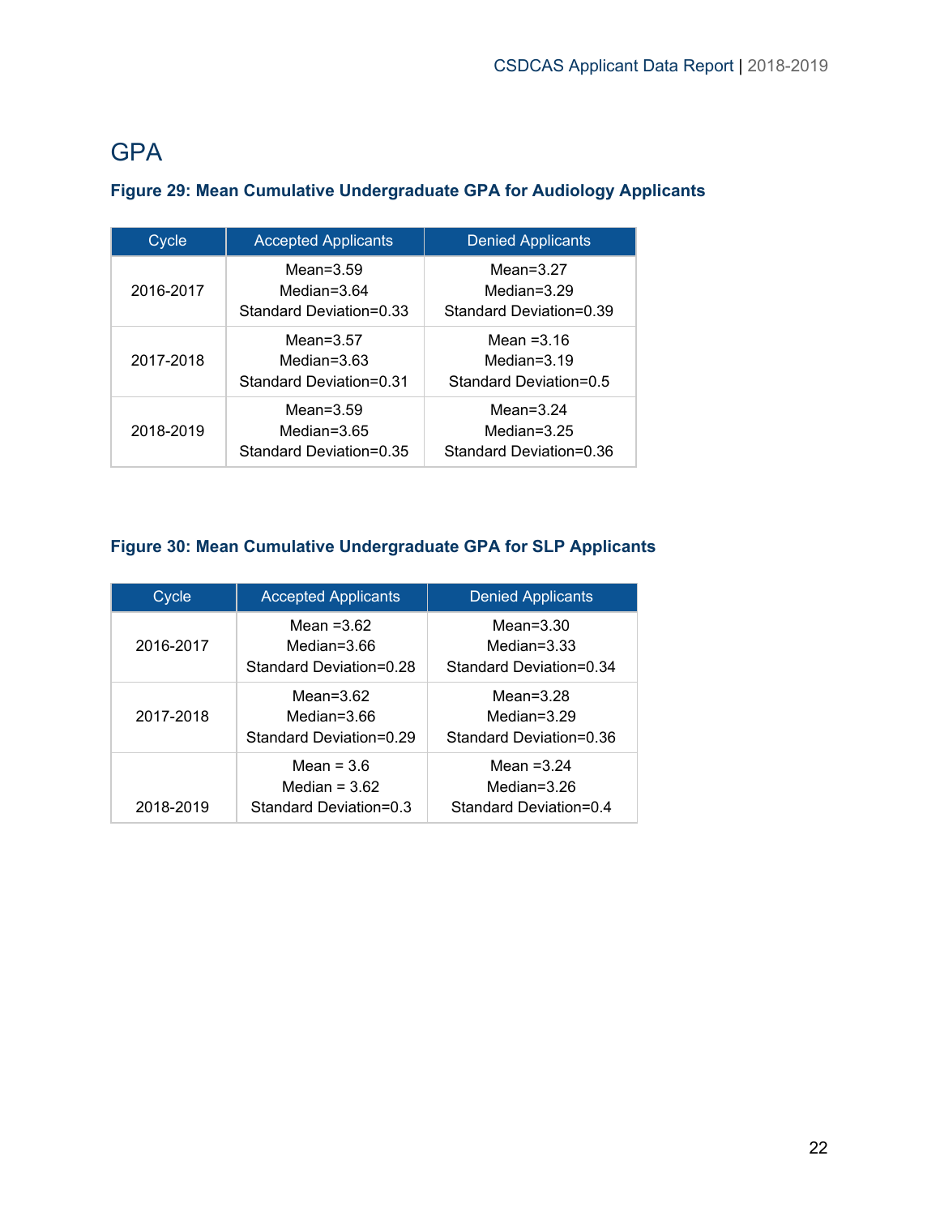## GPA

### Figure 29: Mean Cumulative Undergraduate GPA for Audiology Applicants

| Cycle | Accepted Applicants | Denied Applicants |
|---|---|---|
| 2016-2017 | Mean=3.59<br>Median=3.64<br>Standard Deviation=0.33 | Mean=3.27<br>Median=3.29<br>Standard Deviation=0.39 |
| 2017-2018 | Mean=3.57<br>Median=3.63<br>Standard Deviation=0.31 | Mean =3.16<br>Median=3.19<br>Standard Deviation=0.5 |
| 2018-2019 | Mean=3.59<br>Median=3.65<br>Standard Deviation=0.35 | Mean=3.24<br>Median=3.25<br>Standard Deviation=0.36 |

### Figure 30: Mean Cumulative Undergraduate GPA for SLP Applicants

| Cycle | Accepted Applicants | Denied Applicants |
|---|---|---|
| 2016-2017 | Mean =3.62<br>Median=3.66<br>Standard Deviation=0.28 | Mean=3.30<br>Median=3.33<br>Standard Deviation=0.34 |
| 2017-2018 | Mean=3.62<br>Median=3.66<br>Standard Deviation=0.29 | Mean=3.28<br>Median=3.29<br>Standard Deviation=0.36 |
| 2018-2019 | Mean = 3.6<br>Median = 3.62<br>Standard Deviation=0.3 | Mean =3.24<br>Median=3.26<br>Standard Deviation=0.4 |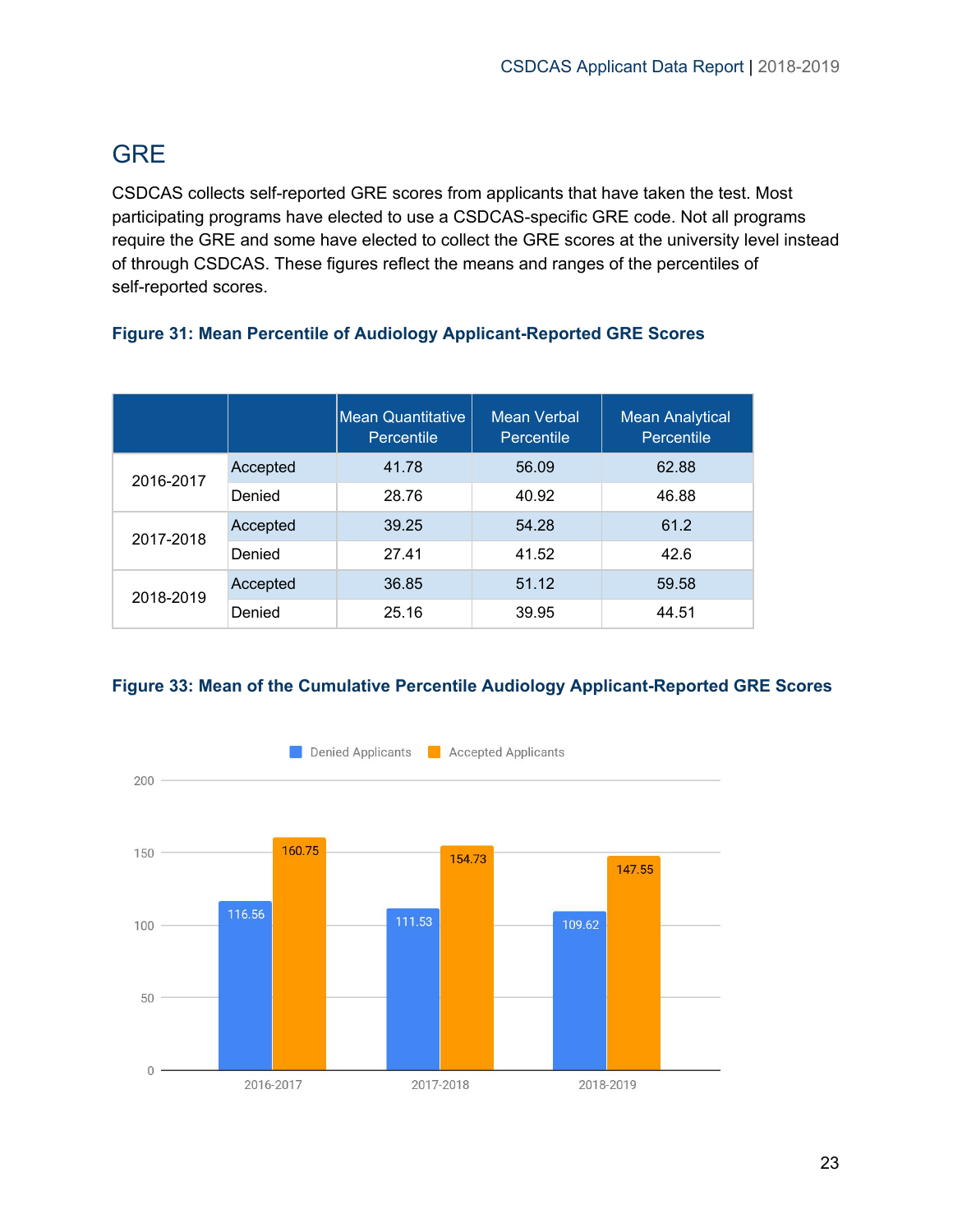## GRE

CSDCAS collects self-reported GRE scores from applicants that have taken the test. Most participating programs have elected to use a CSDCAS-specific GRE code. Not all programs require the GRE and some have elected to collect the GRE scores at the university level instead of through CSDCAS. These figures reflect the means and ranges of the percentiles of self-reported scores.

**Figure 31: Mean Percentile of Audiology Applicant-Reported GRE Scores**

| | | Mean Quantitative Percentile | Mean Verbal Percentile | Mean Analytical Percentile |
|---|---|---|---|---|
| 2016-2017 | Accepted | 41.78 | 56.09 | 62.88 |
| | Denied | 28.76 | 40.92 | 46.88 |
| 2017-2018 | Accepted | 39.25 | 54.28 | 61.2 |
| | Denied | 27.41 | 41.52 | 42.6 |
| 2018-2019 | Accepted | 36.85 | 51.12 | 59.58 |
| | Denied | 25.16 | 39.95 | 44.51 |

**Figure 33: Mean of the Cumulative Percentile Audiology Applicant-Reported GRE Scores**

| | Denied Applicants | Accepted Applicants |
|---|---|---|
| 2016-2017 | 116.56 | 160.75 |
| 2017-2018 | 111.53 | 154.73 |
| 2018-2019 | 109.62 | 147.55 |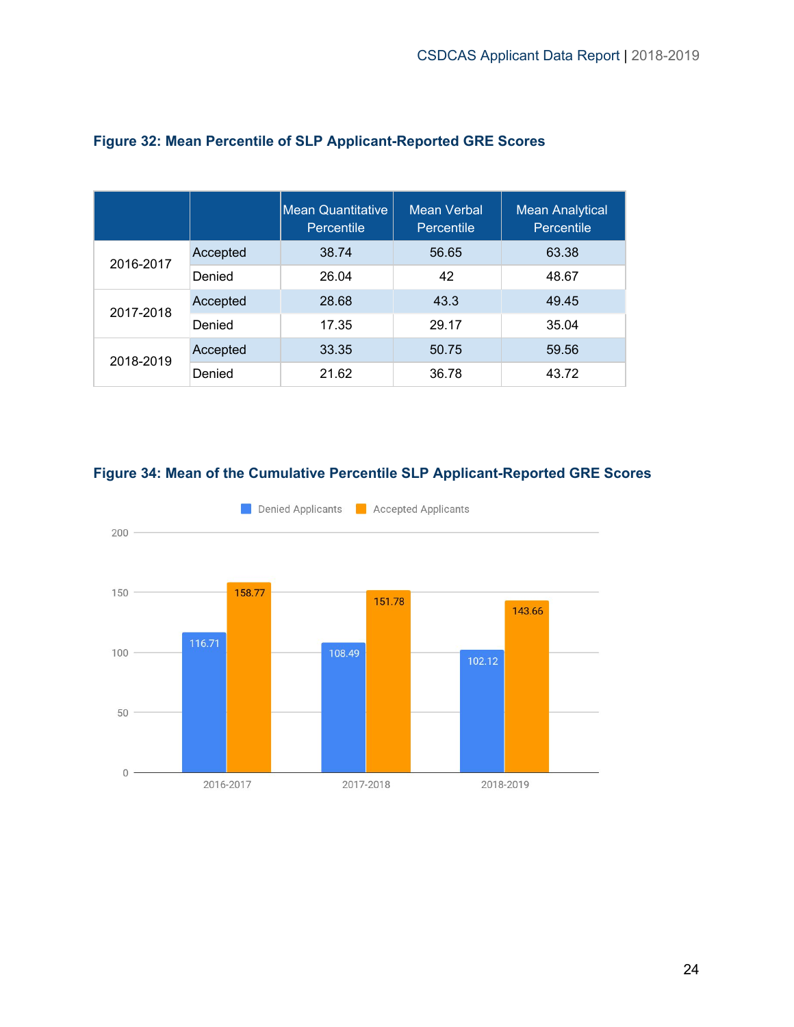### Figure 32: Mean Percentile of SLP Applicant-Reported GRE Scores

| | | Mean Quantitative Percentile | Mean Verbal Percentile | Mean Analytical Percentile |
|---|---|---|---|---|
| 2016-2017 | Accepted | 38.74 | 56.65 | 63.38 |
| | Denied | 26.04 | 42 | 48.67 |
| 2017-2018 | Accepted | 28.68 | 43.3 | 49.45 |
| | Denied | 17.35 | 29.17 | 35.04 |
| 2018-2019 | Accepted | 33.35 | 50.75 | 59.56 |
| | Denied | 21.62 | 36.78 | 43.72 |

### Figure 34: Mean of the Cumulative Percentile SLP Applicant-Reported GRE Scores

| | Denied Applicants | Accepted Applicants |
|---|---|---|
| 2016-2017 | 116.71 | 158.77 |
| 2017-2018 | 108.49 | 151.78 |
| 2018-2019 | 102.12 | 143.66 |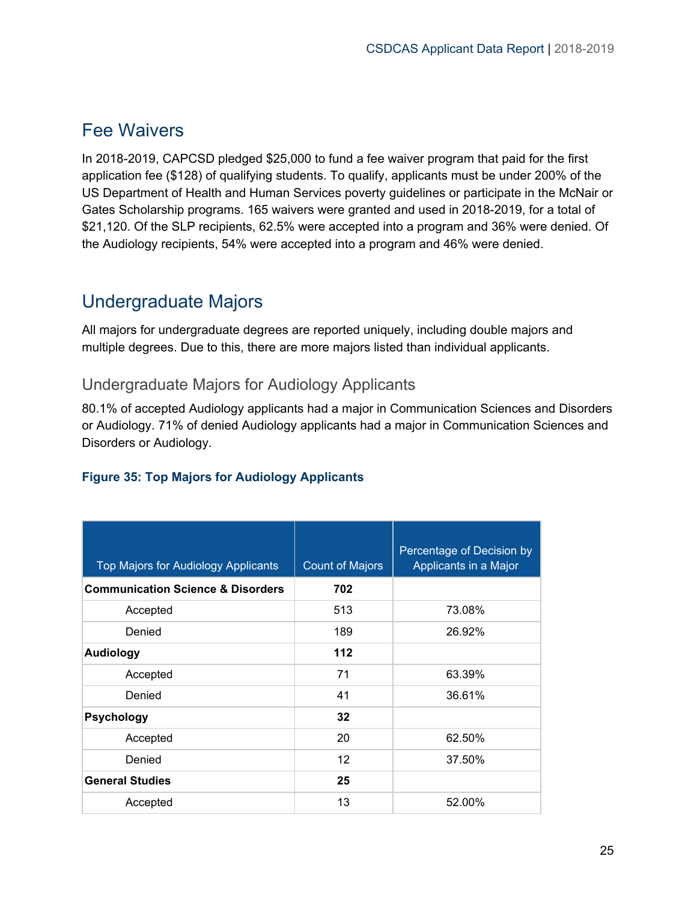## Fee Waivers

In 2018-2019, CAPCSD pledged $25,000 to fund a fee waiver program that paid for the first application fee ($128) of qualifying students. To qualify, applicants must be under 200% of the US Department of Health and Human Services poverty guidelines or participate in the McNair or Gates Scholarship programs. 165 waivers were granted and used in 2018-2019, for a total of $21,120. Of the SLP recipients, 62.5% were accepted into a program and 36% were denied. Of the Audiology recipients, 54% were accepted into a program and 46% were denied.

## Undergraduate Majors

All majors for undergraduate degrees are reported uniquely, including double majors and multiple degrees. Due to this, there are more majors listed than individual applicants.

### Undergraduate Majors for Audiology Applicants

80.1% of accepted Audiology applicants had a major in Communication Sciences and Disorders or Audiology. 71% of denied Audiology applicants had a major in Communication Sciences and Disorders or Audiology.

**Figure 35: Top Majors for Audiology Applicants**

| Top Majors for Audiology Applicants | Count of Majors | Percentage of Decision by Applicants in a Major |
|---|---|---|
| **Communication Science & Disorders** | **702** | |
| Accepted | 513 | 73.08% |
| Denied | 189 | 26.92% |
| **Audiology** | **112** | |
| Accepted | 71 | 63.39% |
| Denied | 41 | 36.61% |
| **Psychology** | **32** | |
| Accepted | 20 | 62.50% |
| Denied | 12 | 37.50% |
| **General Studies** | **25** | |
| Accepted | 13 | 52.00% |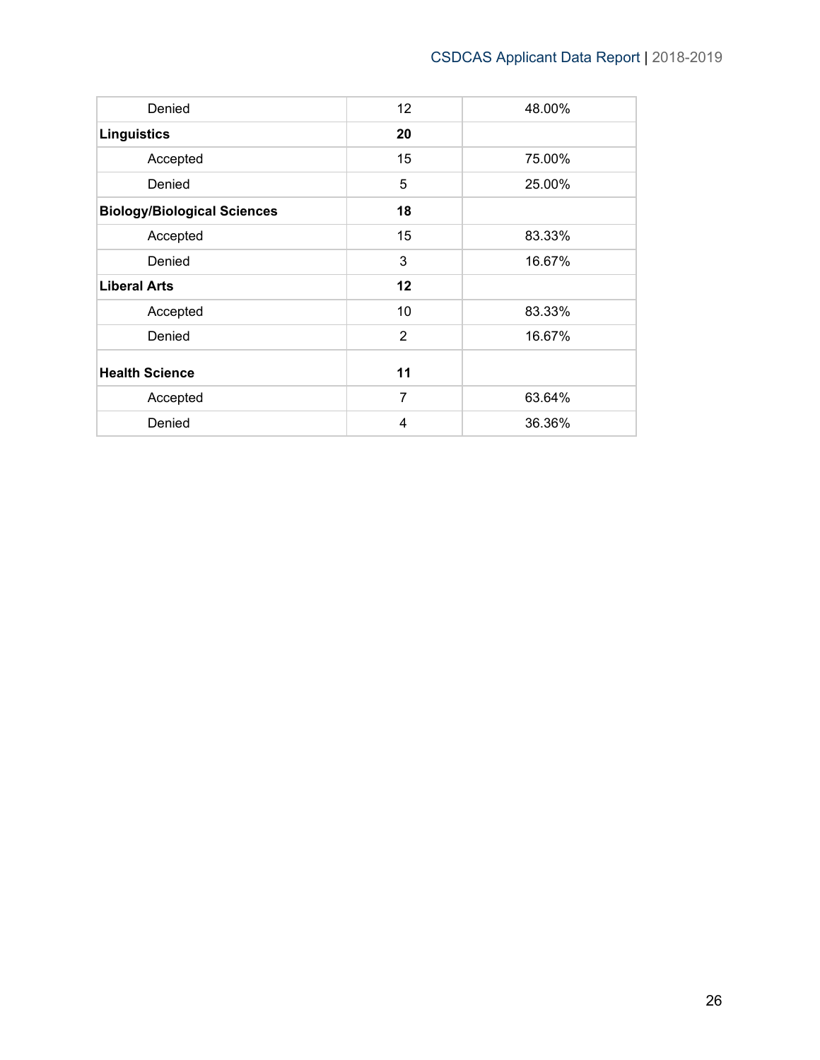| | | |
|---|---|---|
| Denied | 12 | 48.00% |
| **Linguistics** | **20** | |
| Accepted | 15 | 75.00% |
| Denied | 5 | 25.00% |
| **Biology/Biological Sciences** | **18** | |
| Accepted | 15 | 83.33% |
| Denied | 3 | 16.67% |
| **Liberal Arts** | **12** | |
| Accepted | 10 | 83.33% |
| Denied | 2 | 16.67% |
| **Health Science** | **11** | |
| Accepted | 7 | 63.64% |
| Denied | 4 | 36.36% |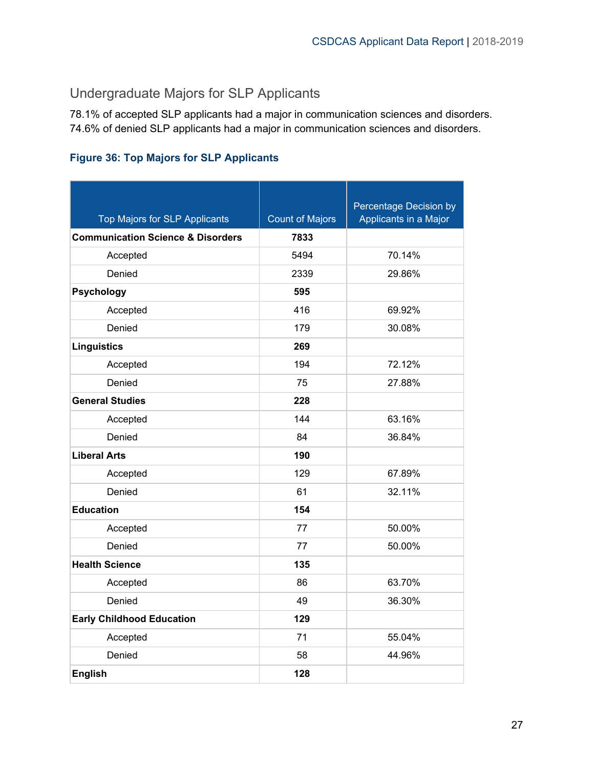## Undergraduate Majors for SLP Applicants

78.1% of accepted SLP applicants had a major in communication sciences and disorders.
74.6% of denied SLP applicants had a major in communication sciences and disorders.

**Figure 36: Top Majors for SLP Applicants**

| Top Majors for SLP Applicants | Count of Majors | Percentage Decision by Applicants in a Major |
|---|---|---|
| **Communication Science & Disorders** | **7833** | |
| Accepted | 5494 | 70.14% |
| Denied | 2339 | 29.86% |
| **Psychology** | **595** | |
| Accepted | 416 | 69.92% |
| Denied | 179 | 30.08% |
| **Linguistics** | **269** | |
| Accepted | 194 | 72.12% |
| Denied | 75 | 27.88% |
| **General Studies** | **228** | |
| Accepted | 144 | 63.16% |
| Denied | 84 | 36.84% |
| **Liberal Arts** | **190** | |
| Accepted | 129 | 67.89% |
| Denied | 61 | 32.11% |
| **Education** | **154** | |
| Accepted | 77 | 50.00% |
| Denied | 77 | 50.00% |
| **Health Science** | **135** | |
| Accepted | 86 | 63.70% |
| Denied | 49 | 36.30% |
| **Early Childhood Education** | **129** | |
| Accepted | 71 | 55.04% |
| Denied | 58 | 44.96% |
| **English** | **128** | |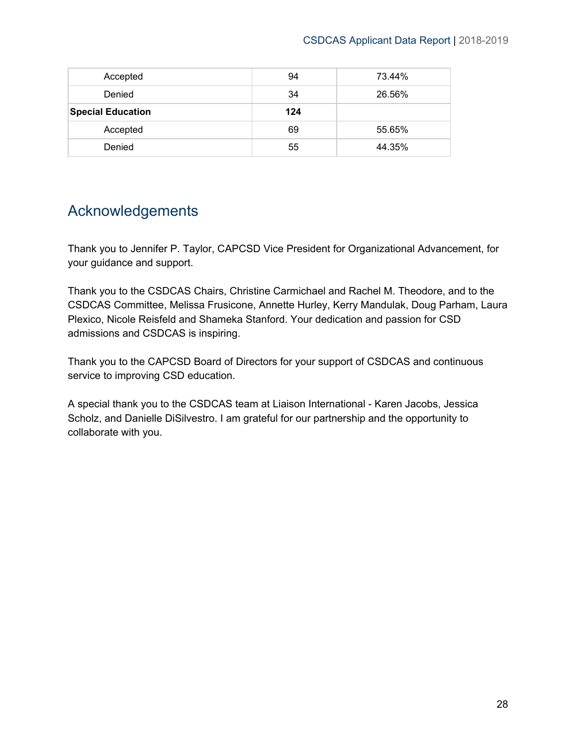| | | |
|---|---|---|
| Accepted | 94 | 73.44% |
| Denied | 34 | 26.56% |
| **Special Education** | **124** | |
| Accepted | 69 | 55.65% |
| Denied | 55 | 44.35% |

## Acknowledgements

Thank you to Jennifer P. Taylor, CAPCSD Vice President for Organizational Advancement, for your guidance and support.

Thank you to the CSDCAS Chairs, Christine Carmichael and Rachel M. Theodore, and to the CSDCAS Committee, Melissa Frusicone, Annette Hurley, Kerry Mandulak, Doug Parham, Laura Plexico, Nicole Reisfeld and Shameka Stanford. Your dedication and passion for CSD admissions and CSDCAS is inspiring.

Thank you to the CAPCSD Board of Directors for your support of CSDCAS and continuous service to improving CSD education.

A special thank you to the CSDCAS team at Liaison International - Karen Jacobs, Jessica Scholz, and Danielle DiSilvestro. I am grateful for our partnership and the opportunity to collaborate with you.